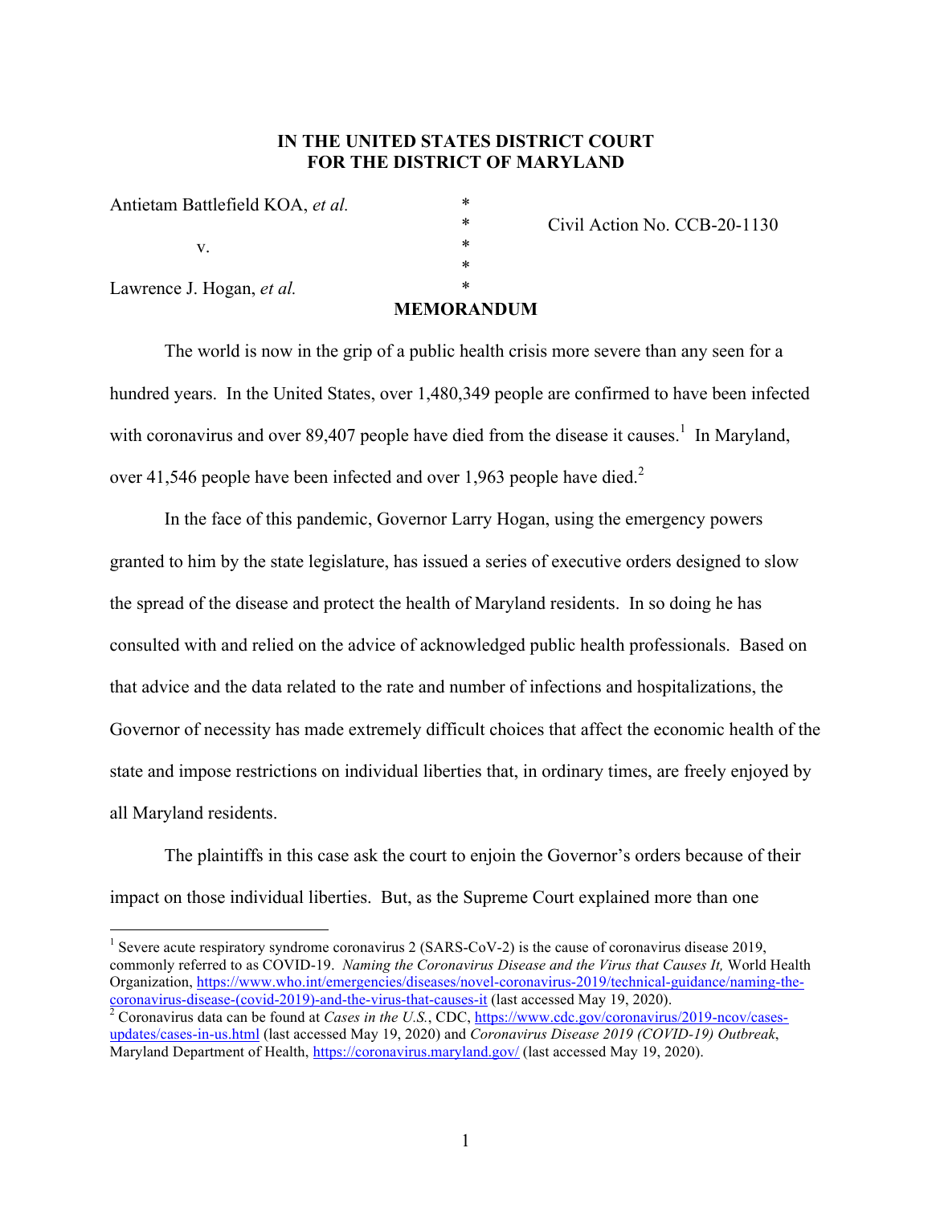**IN THE UNITED STATES DISTRICT COURT**
**FOR THE DISTRICT OF MARYLAND**

| | | |
|---|---|---|
| Antietam Battlefield KOA, *et al.* | * | |
| | * | Civil Action No. CCB-20-1130 |
| v. | * | |
| | * | |
| Lawrence J. Hogan, *et al.* | * | |

**MEMORANDUM**

The world is now in the grip of a public health crisis more severe than any seen for a hundred years. In the United States, over 1,480,349 people are confirmed to have been infected with coronavirus and over 89,407 people have died from the disease it causes.[1] In Maryland, over 41,546 people have been infected and over 1,963 people have died.[2]

In the face of this pandemic, Governor Larry Hogan, using the emergency powers granted to him by the state legislature, has issued a series of executive orders designed to slow the spread of the disease and protect the health of Maryland residents. In so doing he has consulted with and relied on the advice of acknowledged public health professionals. Based on that advice and the data related to the rate and number of infections and hospitalizations, the Governor of necessity has made extremely difficult choices that affect the economic health of the state and impose restrictions on individual liberties that, in ordinary times, are freely enjoyed by all Maryland residents.

The plaintiffs in this case ask the court to enjoin the Governor's orders because of their impact on those individual liberties. But, as the Supreme Court explained more than one

---

[1] Severe acute respiratory syndrome coronavirus 2 (SARS-CoV-2) is the cause of coronavirus disease 2019, commonly referred to as COVID-19. *Naming the Coronavirus Disease and the Virus that Causes It,* World Health Organization, https://www.who.int/emergencies/diseases/novel-coronavirus-2019/technical-guidance/naming-the-coronavirus-disease-(covid-2019)-and-the-virus-that-causes-it (last accessed May 19, 2020).

[2] Coronavirus data can be found at *Cases in the U.S.*, CDC, https://www.cdc.gov/coronavirus/2019-ncov/cases-updates/cases-in-us.html (last accessed May 19, 2020) and *Coronavirus Disease 2019 (COVID-19) Outbreak*, Maryland Department of Health, https://coronavirus.maryland.gov/ (last accessed May 19, 2020).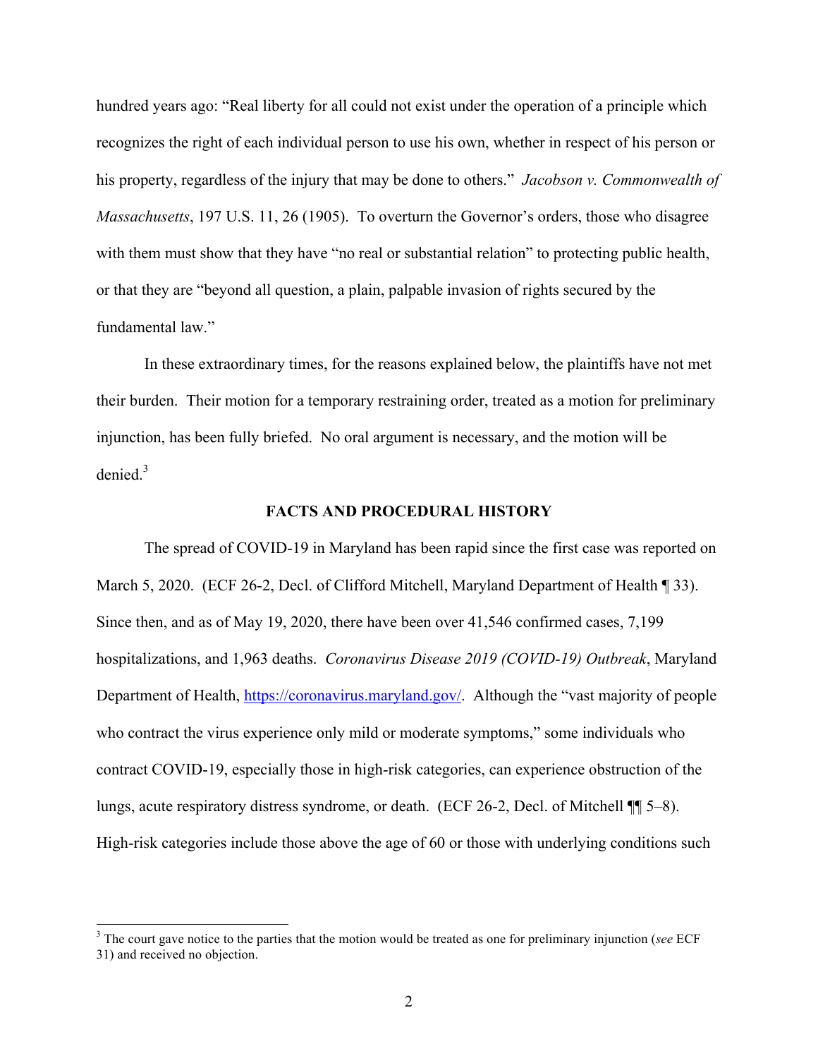hundred years ago: "Real liberty for all could not exist under the operation of a principle which recognizes the right of each individual person to use his own, whether in respect of his person or his property, regardless of the injury that may be done to others." *Jacobson v. Commonwealth of Massachusetts*, 197 U.S. 11, 26 (1905). To overturn the Governor's orders, those who disagree with them must show that they have "no real or substantial relation" to protecting public health, or that they are "beyond all question, a plain, palpable invasion of rights secured by the fundamental law."

In these extraordinary times, for the reasons explained below, the plaintiffs have not met their burden. Their motion for a temporary restraining order, treated as a motion for preliminary injunction, has been fully briefed. No oral argument is necessary, and the motion will be denied.[3]

## FACTS AND PROCEDURAL HISTORY

The spread of COVID-19 in Maryland has been rapid since the first case was reported on March 5, 2020. (ECF 26-2, Decl. of Clifford Mitchell, Maryland Department of Health ¶ 33). Since then, and as of May 19, 2020, there have been over 41,546 confirmed cases, 7,199 hospitalizations, and 1,963 deaths. *Coronavirus Disease 2019 (COVID-19) Outbreak*, Maryland Department of Health, [https://coronavirus.maryland.gov/](https://coronavirus.maryland.gov/). Although the "vast majority of people who contract the virus experience only mild or moderate symptoms," some individuals who contract COVID-19, especially those in high-risk categories, can experience obstruction of the lungs, acute respiratory distress syndrome, or death. (ECF 26-2, Decl. of Mitchell ¶¶ 5–8). High-risk categories include those above the age of 60 or those with underlying conditions such

---

[3] The court gave notice to the parties that the motion would be treated as one for preliminary injunction (*see* ECF 31) and received no objection.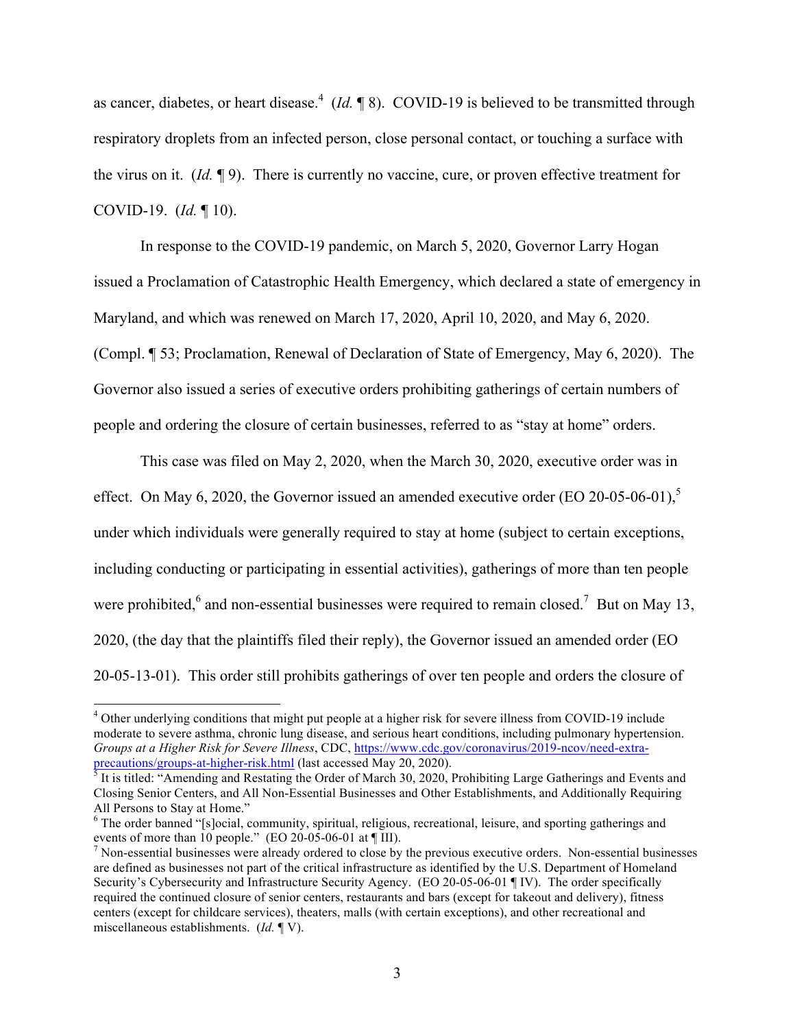as cancer, diabetes, or heart disease.[4] (*Id.* ¶ 8). COVID-19 is believed to be transmitted through respiratory droplets from an infected person, close personal contact, or touching a surface with the virus on it. (*Id.* ¶ 9). There is currently no vaccine, cure, or proven effective treatment for COVID-19. (*Id.* ¶ 10).

In response to the COVID-19 pandemic, on March 5, 2020, Governor Larry Hogan issued a Proclamation of Catastrophic Health Emergency, which declared a state of emergency in Maryland, and which was renewed on March 17, 2020, April 10, 2020, and May 6, 2020. (Compl. ¶ 53; Proclamation, Renewal of Declaration of State of Emergency, May 6, 2020). The Governor also issued a series of executive orders prohibiting gatherings of certain numbers of people and ordering the closure of certain businesses, referred to as "stay at home" orders.

This case was filed on May 2, 2020, when the March 30, 2020, executive order was in effect. On May 6, 2020, the Governor issued an amended executive order (EO 20-05-06-01),[5] under which individuals were generally required to stay at home (subject to certain exceptions, including conducting or participating in essential activities), gatherings of more than ten people were prohibited,[6] and non-essential businesses were required to remain closed.[7] But on May 13, 2020, (the day that the plaintiffs filed their reply), the Governor issued an amended order (EO 20-05-13-01). This order still prohibits gatherings of over ten people and orders the closure of

---

[4] Other underlying conditions that might put people at a higher risk for severe illness from COVID-19 include moderate to severe asthma, chronic lung disease, and serious heart conditions, including pulmonary hypertension. *Groups at a Higher Risk for Severe Illness*, CDC, https://www.cdc.gov/coronavirus/2019-ncov/need-extra-precautions/groups-at-higher-risk.html (last accessed May 20, 2020).

[5] It is titled: "Amending and Restating the Order of March 30, 2020, Prohibiting Large Gatherings and Events and Closing Senior Centers, and All Non-Essential Businesses and Other Establishments, and Additionally Requiring All Persons to Stay at Home."

[6] The order banned "[s]ocial, community, spiritual, religious, recreational, leisure, and sporting gatherings and events of more than 10 people." (EO 20-05-06-01 at ¶ III).

[7] Non-essential businesses were already ordered to close by the previous executive orders. Non-essential businesses are defined as businesses not part of the critical infrastructure as identified by the U.S. Department of Homeland Security's Cybersecurity and Infrastructure Security Agency. (EO 20-05-06-01 ¶ IV). The order specifically required the continued closure of senior centers, restaurants and bars (except for takeout and delivery), fitness centers (except for childcare services), theaters, malls (with certain exceptions), and other recreational and miscellaneous establishments. (*Id.* ¶ V).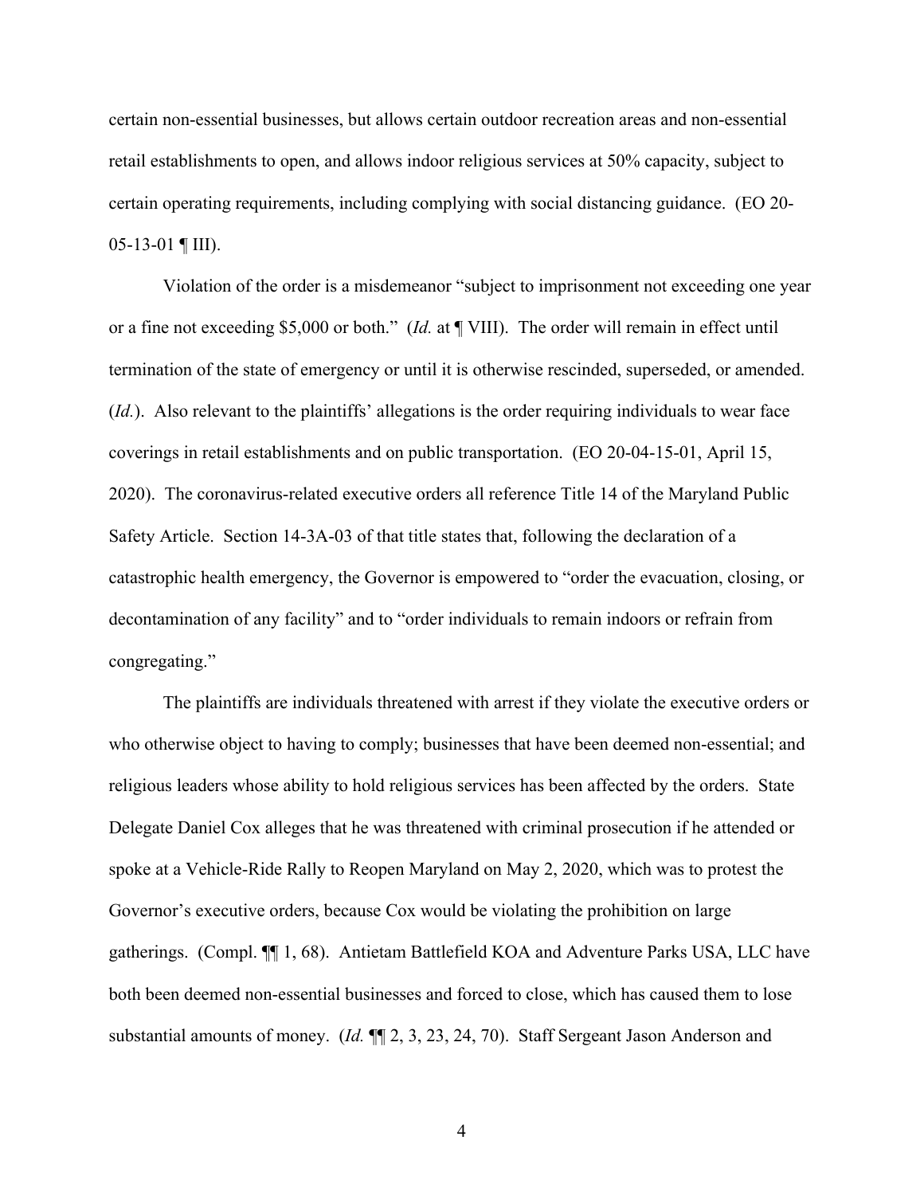certain non-essential businesses, but allows certain outdoor recreation areas and non-essential retail establishments to open, and allows indoor religious services at 50% capacity, subject to certain operating requirements, including complying with social distancing guidance. (EO 20-05-13-01 ¶ III).

Violation of the order is a misdemeanor "subject to imprisonment not exceeding one year or a fine not exceeding $5,000 or both." (*Id.* at ¶ VIII). The order will remain in effect until termination of the state of emergency or until it is otherwise rescinded, superseded, or amended. (*Id.*). Also relevant to the plaintiffs' allegations is the order requiring individuals to wear face coverings in retail establishments and on public transportation. (EO 20-04-15-01, April 15, 2020). The coronavirus-related executive orders all reference Title 14 of the Maryland Public Safety Article. Section 14-3A-03 of that title states that, following the declaration of a catastrophic health emergency, the Governor is empowered to "order the evacuation, closing, or decontamination of any facility" and to "order individuals to remain indoors or refrain from congregating."

The plaintiffs are individuals threatened with arrest if they violate the executive orders or who otherwise object to having to comply; businesses that have been deemed non-essential; and religious leaders whose ability to hold religious services has been affected by the orders. State Delegate Daniel Cox alleges that he was threatened with criminal prosecution if he attended or spoke at a Vehicle-Ride Rally to Reopen Maryland on May 2, 2020, which was to protest the Governor's executive orders, because Cox would be violating the prohibition on large gatherings. (Compl. ¶¶ 1, 68). Antietam Battlefield KOA and Adventure Parks USA, LLC have both been deemed non-essential businesses and forced to close, which has caused them to lose substantial amounts of money. (*Id.* ¶¶ 2, 3, 23, 24, 70). Staff Sergeant Jason Anderson and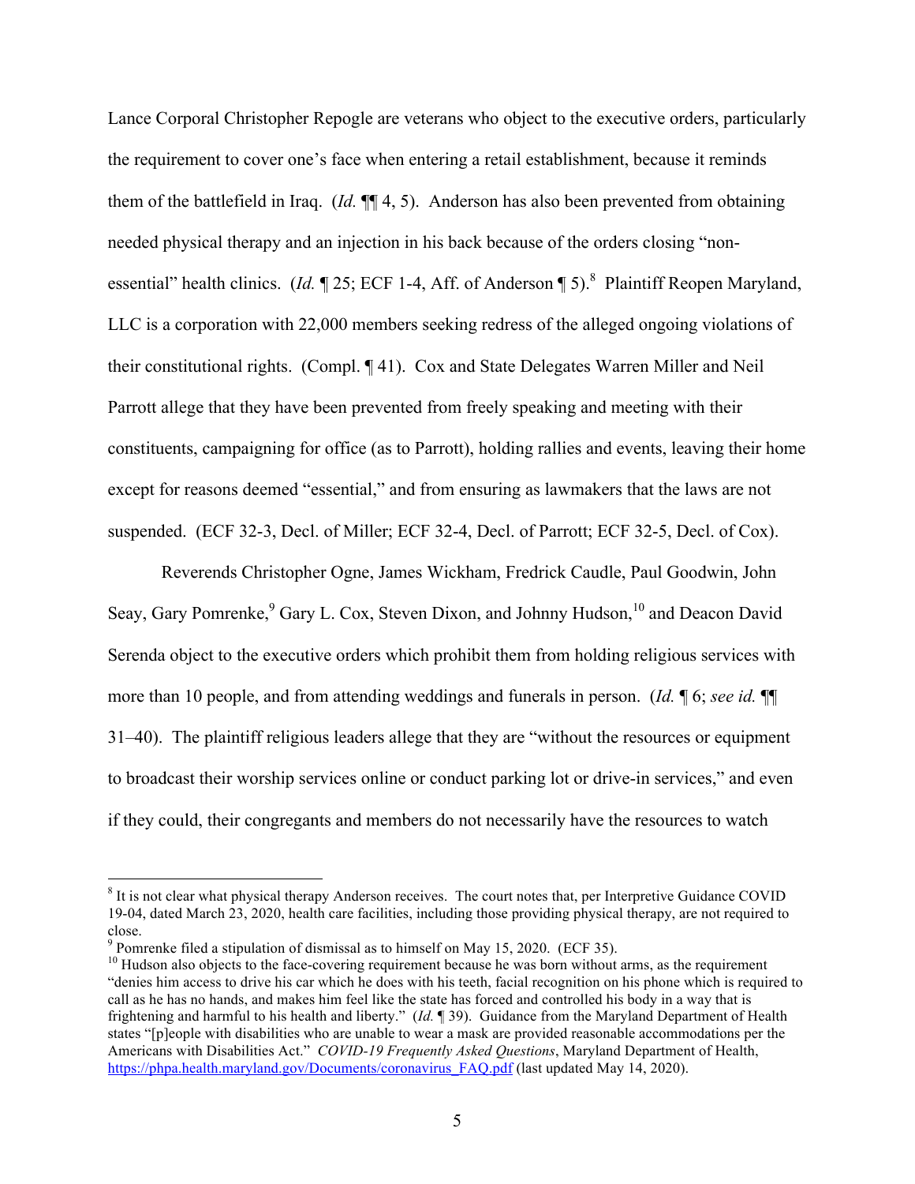Lance Corporal Christopher Repogle are veterans who object to the executive orders, particularly the requirement to cover one's face when entering a retail establishment, because it reminds them of the battlefield in Iraq. (*Id.* ¶¶ 4, 5). Anderson has also been prevented from obtaining needed physical therapy and an injection in his back because of the orders closing "non-essential" health clinics. (*Id.* ¶ 25; ECF 1-4, Aff. of Anderson ¶ 5).[8] Plaintiff Reopen Maryland, LLC is a corporation with 22,000 members seeking redress of the alleged ongoing violations of their constitutional rights. (Compl. ¶ 41). Cox and State Delegates Warren Miller and Neil Parrott allege that they have been prevented from freely speaking and meeting with their constituents, campaigning for office (as to Parrott), holding rallies and events, leaving their home except for reasons deemed "essential," and from ensuring as lawmakers that the laws are not suspended. (ECF 32-3, Decl. of Miller; ECF 32-4, Decl. of Parrott; ECF 32-5, Decl. of Cox).

Reverends Christopher Ogne, James Wickham, Fredrick Caudle, Paul Goodwin, John Seay, Gary Pomrenke,[9] Gary L. Cox, Steven Dixon, and Johnny Hudson,[10] and Deacon David Serenda object to the executive orders which prohibit them from holding religious services with more than 10 people, and from attending weddings and funerals in person. (*Id.* ¶ 6; *see id.* ¶¶ 31–40). The plaintiff religious leaders allege that they are "without the resources or equipment to broadcast their worship services online or conduct parking lot or drive-in services," and even if they could, their congregants and members do not necessarily have the resources to watch

---

[8] It is not clear what physical therapy Anderson receives. The court notes that, per Interpretive Guidance COVID 19-04, dated March 23, 2020, health care facilities, including those providing physical therapy, are not required to close.

[9] Pomrenke filed a stipulation of dismissal as to himself on May 15, 2020. (ECF 35).

[10] Hudson also objects to the face-covering requirement because he was born without arms, as the requirement "denies him access to drive his car which he does with his teeth, facial recognition on his phone which is required to call as he has no hands, and makes him feel like the state has forced and controlled his body in a way that is frightening and harmful to his health and liberty." (*Id.* ¶ 39). Guidance from the Maryland Department of Health states "[p]eople with disabilities who are unable to wear a mask are provided reasonable accommodations per the Americans with Disabilities Act." *COVID-19 Frequently Asked Questions*, Maryland Department of Health, https://phpa.health.maryland.gov/Documents/coronavirus_FAQ.pdf (last updated May 14, 2020).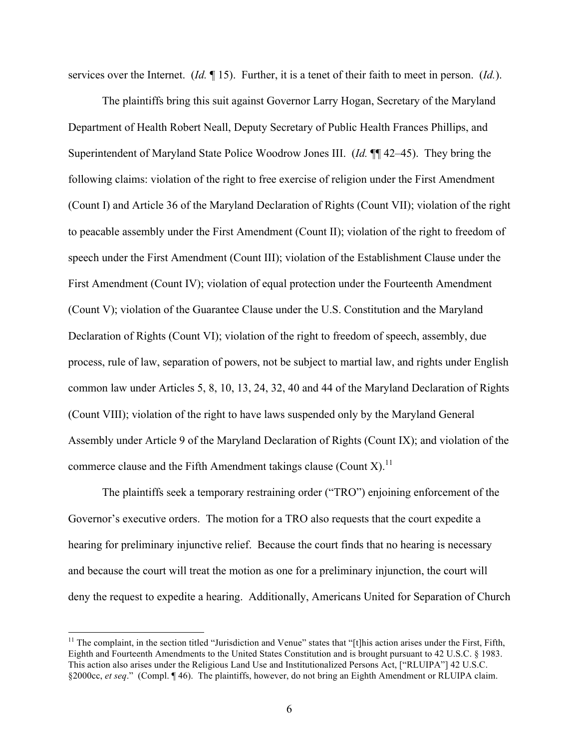services over the Internet. (*Id.* ¶ 15). Further, it is a tenet of their faith to meet in person. (*Id.*).

The plaintiffs bring this suit against Governor Larry Hogan, Secretary of the Maryland Department of Health Robert Neall, Deputy Secretary of Public Health Frances Phillips, and Superintendent of Maryland State Police Woodrow Jones III. (*Id.* ¶¶ 42–45). They bring the following claims: violation of the right to free exercise of religion under the First Amendment (Count I) and Article 36 of the Maryland Declaration of Rights (Count VII); violation of the right to peacable assembly under the First Amendment (Count II); violation of the right to freedom of speech under the First Amendment (Count III); violation of the Establishment Clause under the First Amendment (Count IV); violation of equal protection under the Fourteenth Amendment (Count V); violation of the Guarantee Clause under the U.S. Constitution and the Maryland Declaration of Rights (Count VI); violation of the right to freedom of speech, assembly, due process, rule of law, separation of powers, not be subject to martial law, and rights under English common law under Articles 5, 8, 10, 13, 24, 32, 40 and 44 of the Maryland Declaration of Rights (Count VIII); violation of the right to have laws suspended only by the Maryland General Assembly under Article 9 of the Maryland Declaration of Rights (Count IX); and violation of the commerce clause and the Fifth Amendment takings clause (Count X).[11]

The plaintiffs seek a temporary restraining order ("TRO") enjoining enforcement of the Governor's executive orders. The motion for a TRO also requests that the court expedite a hearing for preliminary injunctive relief. Because the court finds that no hearing is necessary and because the court will treat the motion as one for a preliminary injunction, the court will deny the request to expedite a hearing. Additionally, Americans United for Separation of Church

[11] The complaint, in the section titled "Jurisdiction and Venue" states that "[t]his action arises under the First, Fifth, Eighth and Fourteenth Amendments to the United States Constitution and is brought pursuant to 42 U.S.C. § 1983. This action also arises under the Religious Land Use and Institutionalized Persons Act, ["RLUIPA"] 42 U.S.C. §2000cc, *et seq*." (Compl. ¶ 46). The plaintiffs, however, do not bring an Eighth Amendment or RLUIPA claim.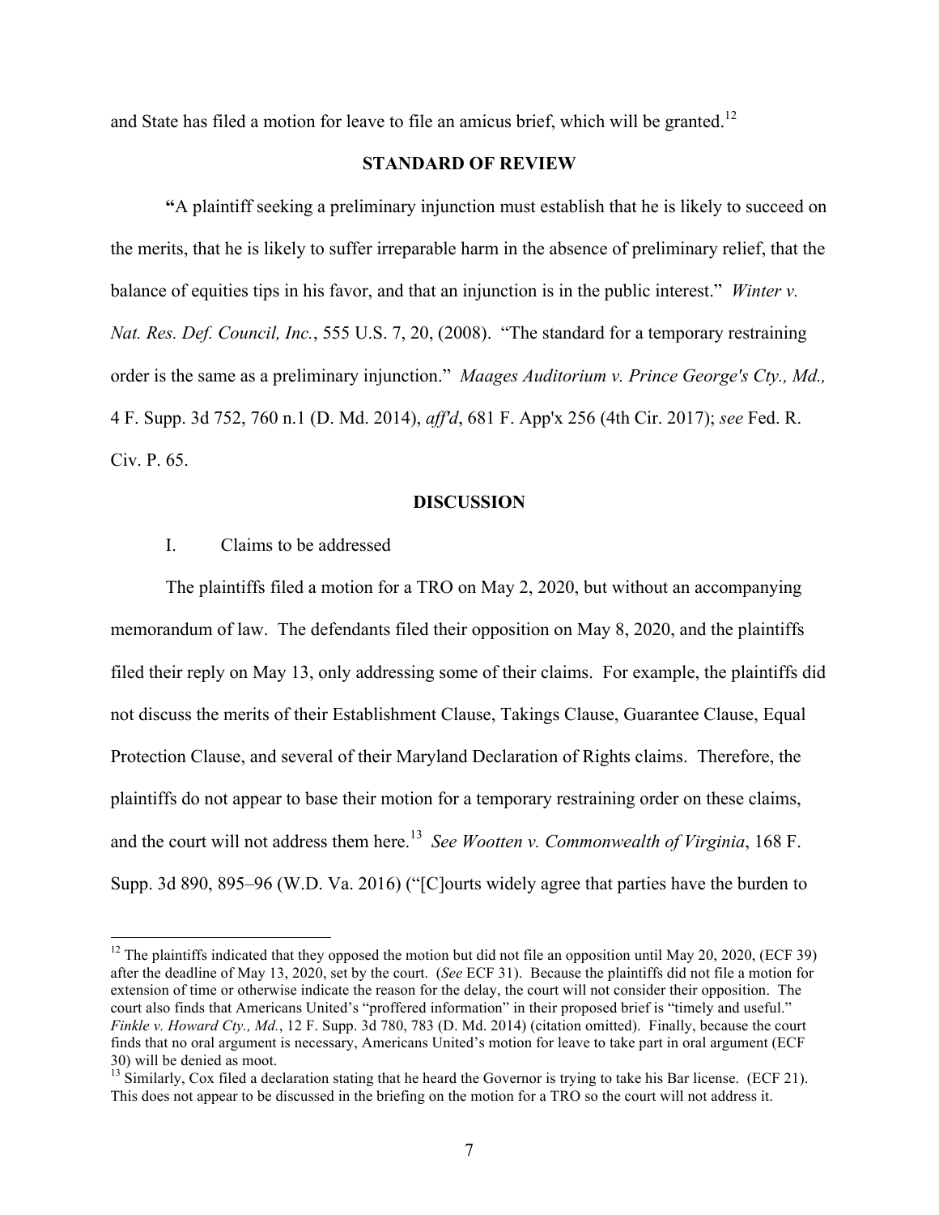and State has filed a motion for leave to file an amicus brief, which will be granted.[12]

## STANDARD OF REVIEW

"A plaintiff seeking a preliminary injunction must establish that he is likely to succeed on the merits, that he is likely to suffer irreparable harm in the absence of preliminary relief, that the balance of equities tips in his favor, and that an injunction is in the public interest." *Winter v. Nat. Res. Def. Council, Inc.*, 555 U.S. 7, 20, (2008). "The standard for a temporary restraining order is the same as a preliminary injunction." *Maages Auditorium v. Prince George's Cty., Md.,* 4 F. Supp. 3d 752, 760 n.1 (D. Md. 2014), *aff'd*, 681 F. App'x 256 (4th Cir. 2017); *see* Fed. R. Civ. P. 65.

## DISCUSSION

I. Claims to be addressed

The plaintiffs filed a motion for a TRO on May 2, 2020, but without an accompanying memorandum of law. The defendants filed their opposition on May 8, 2020, and the plaintiffs filed their reply on May 13, only addressing some of their claims. For example, the plaintiffs did not discuss the merits of their Establishment Clause, Takings Clause, Guarantee Clause, Equal Protection Clause, and several of their Maryland Declaration of Rights claims. Therefore, the plaintiffs do not appear to base their motion for a temporary restraining order on these claims, and the court will not address them here.[13] *See Wootten v. Commonwealth of Virginia*, 168 F. Supp. 3d 890, 895–96 (W.D. Va. 2016) ("[C]ourts widely agree that parties have the burden to

---

[12] The plaintiffs indicated that they opposed the motion but did not file an opposition until May 20, 2020, (ECF 39) after the deadline of May 13, 2020, set by the court. (*See* ECF 31). Because the plaintiffs did not file a motion for extension of time or otherwise indicate the reason for the delay, the court will not consider their opposition. The court also finds that Americans United's "proffered information" in their proposed brief is "timely and useful." *Finkle v. Howard Cty., Md.*, 12 F. Supp. 3d 780, 783 (D. Md. 2014) (citation omitted). Finally, because the court finds that no oral argument is necessary, Americans United's motion for leave to take part in oral argument (ECF 30) will be denied as moot.

[13] Similarly, Cox filed a declaration stating that he heard the Governor is trying to take his Bar license. (ECF 21). This does not appear to be discussed in the briefing on the motion for a TRO so the court will not address it.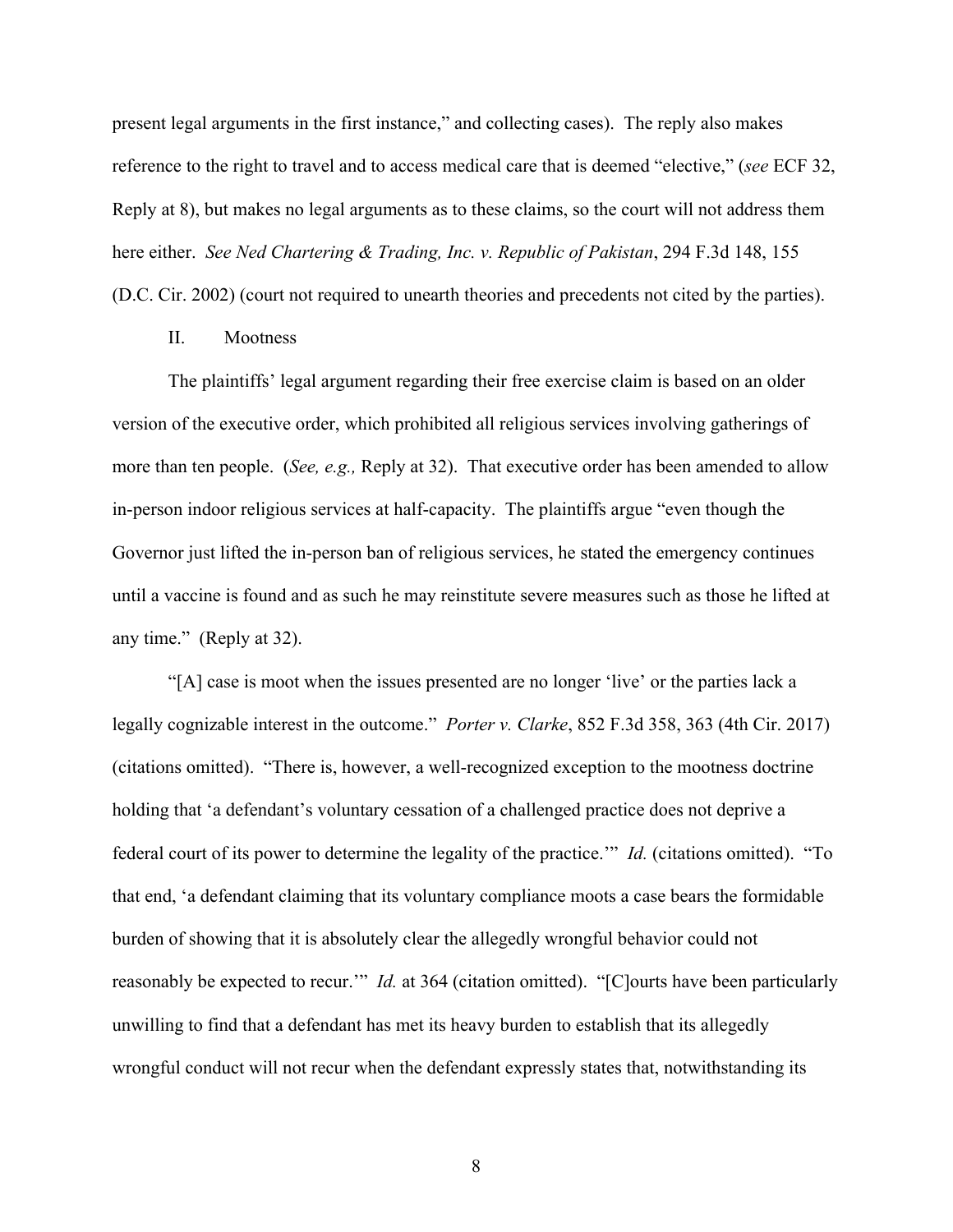present legal arguments in the first instance," and collecting cases). The reply also makes reference to the right to travel and to access medical care that is deemed "elective," (*see* ECF 32, Reply at 8), but makes no legal arguments as to these claims, so the court will not address them here either. *See Ned Chartering & Trading, Inc. v. Republic of Pakistan*, 294 F.3d 148, 155 (D.C. Cir. 2002) (court not required to unearth theories and precedents not cited by the parties).

## II. Mootness

The plaintiffs' legal argument regarding their free exercise claim is based on an older version of the executive order, which prohibited all religious services involving gatherings of more than ten people. (*See, e.g.,* Reply at 32). That executive order has been amended to allow in-person indoor religious services at half-capacity. The plaintiffs argue "even though the Governor just lifted the in-person ban of religious services, he stated the emergency continues until a vaccine is found and as such he may reinstitute severe measures such as those he lifted at any time." (Reply at 32).

"[A] case is moot when the issues presented are no longer 'live' or the parties lack a legally cognizable interest in the outcome." *Porter v. Clarke*, 852 F.3d 358, 363 (4th Cir. 2017) (citations omitted). "There is, however, a well-recognized exception to the mootness doctrine holding that 'a defendant's voluntary cessation of a challenged practice does not deprive a federal court of its power to determine the legality of the practice.'" *Id.* (citations omitted). "To that end, 'a defendant claiming that its voluntary compliance moots a case bears the formidable burden of showing that it is absolutely clear the allegedly wrongful behavior could not reasonably be expected to recur.'" *Id.* at 364 (citation omitted). "[C]ourts have been particularly unwilling to find that a defendant has met its heavy burden to establish that its allegedly wrongful conduct will not recur when the defendant expressly states that, notwithstanding its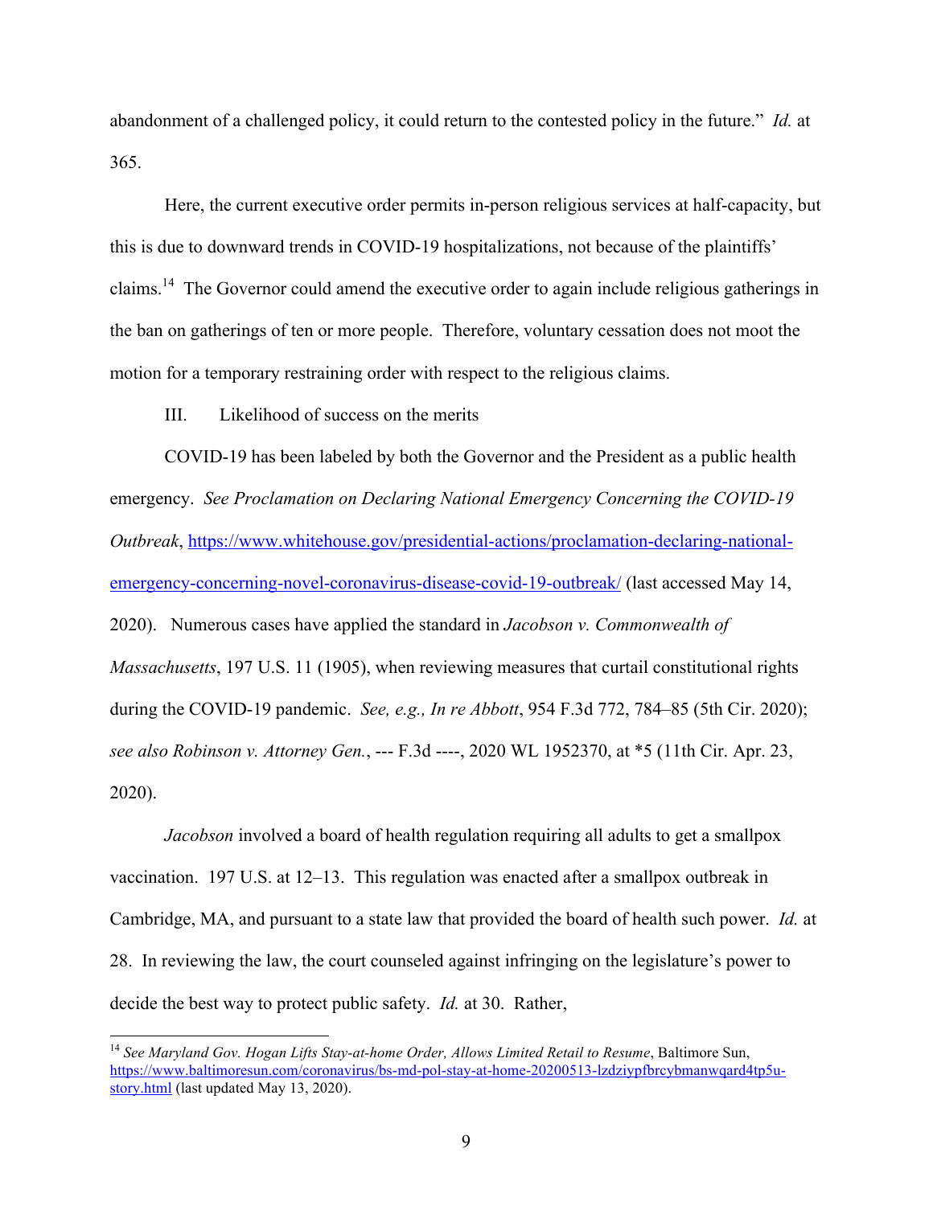abandonment of a challenged policy, it could return to the contested policy in the future." *Id.* at 365.

Here, the current executive order permits in-person religious services at half-capacity, but this is due to downward trends in COVID-19 hospitalizations, not because of the plaintiffs' claims.[14] The Governor could amend the executive order to again include religious gatherings in the ban on gatherings of ten or more people. Therefore, voluntary cessation does not moot the motion for a temporary restraining order with respect to the religious claims.

III. Likelihood of success on the merits

COVID-19 has been labeled by both the Governor and the President as a public health emergency. *See Proclamation on Declaring National Emergency Concerning the COVID-19 Outbreak*, https://www.whitehouse.gov/presidential-actions/proclamation-declaring-national-emergency-concerning-novel-coronavirus-disease-covid-19-outbreak/ (last accessed May 14, 2020). Numerous cases have applied the standard in *Jacobson v. Commonwealth of Massachusetts*, 197 U.S. 11 (1905), when reviewing measures that curtail constitutional rights during the COVID-19 pandemic. *See, e.g., In re Abbott*, 954 F.3d 772, 784–85 (5th Cir. 2020); *see also Robinson v. Attorney Gen.*, --- F.3d ----, 2020 WL 1952370, at *5 (11th Cir. Apr. 23, 2020).

*Jacobson* involved a board of health regulation requiring all adults to get a smallpox vaccination. 197 U.S. at 12–13. This regulation was enacted after a smallpox outbreak in Cambridge, MA, and pursuant to a state law that provided the board of health such power. *Id.* at 28. In reviewing the law, the court counseled against infringing on the legislature's power to decide the best way to protect public safety. *Id.* at 30. Rather,

---

[14] *See Maryland Gov. Hogan Lifts Stay-at-home Order, Allows Limited Retail to Resume*, Baltimore Sun, https://www.baltimoresun.com/coronavirus/bs-md-pol-stay-at-home-20200513-lzdziypfbrcybmanwqard4tp5u-story.html (last updated May 13, 2020).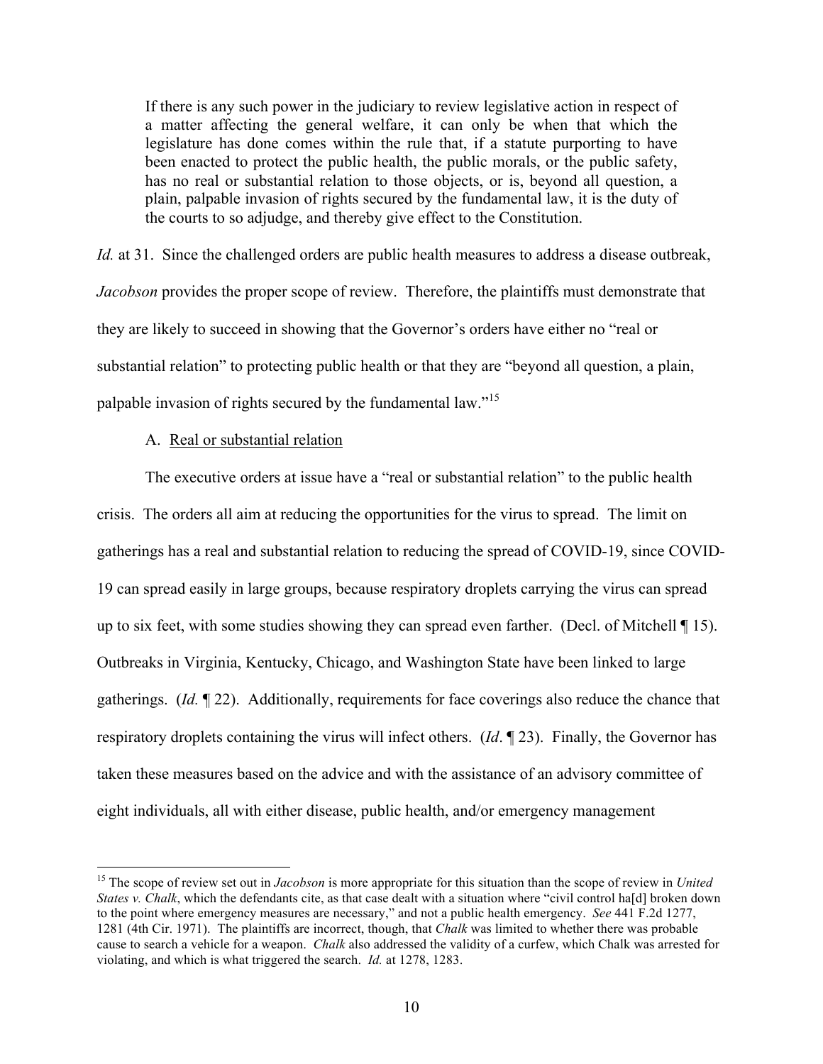> If there is any such power in the judiciary to review legislative action in respect of a matter affecting the general welfare, it can only be when that which the legislature has done comes within the rule that, if a statute purporting to have been enacted to protect the public health, the public morals, or the public safety, has no real or substantial relation to those objects, or is, beyond all question, a plain, palpable invasion of rights secured by the fundamental law, it is the duty of the courts to so adjudge, and thereby give effect to the Constitution.

*Id.* at 31. Since the challenged orders are public health measures to address a disease outbreak, *Jacobson* provides the proper scope of review. Therefore, the plaintiffs must demonstrate that they are likely to succeed in showing that the Governor's orders have either no "real or substantial relation" to protecting public health or that they are "beyond all question, a plain, palpable invasion of rights secured by the fundamental law."[15]

A. Real or substantial relation

The executive orders at issue have a "real or substantial relation" to the public health crisis. The orders all aim at reducing the opportunities for the virus to spread. The limit on gatherings has a real and substantial relation to reducing the spread of COVID-19, since COVID-19 can spread easily in large groups, because respiratory droplets carrying the virus can spread up to six feet, with some studies showing they can spread even farther. (Decl. of Mitchell ¶ 15). Outbreaks in Virginia, Kentucky, Chicago, and Washington State have been linked to large gatherings. (*Id.* ¶ 22). Additionally, requirements for face coverings also reduce the chance that respiratory droplets containing the virus will infect others. (*Id*. ¶ 23). Finally, the Governor has taken these measures based on the advice and with the assistance of an advisory committee of eight individuals, all with either disease, public health, and/or emergency management

---

[15] The scope of review set out in *Jacobson* is more appropriate for this situation than the scope of review in *United States v. Chalk*, which the defendants cite, as that case dealt with a situation where "civil control ha[d] broken down to the point where emergency measures are necessary," and not a public health emergency. *See* 441 F.2d 1277, 1281 (4th Cir. 1971). The plaintiffs are incorrect, though, that *Chalk* was limited to whether there was probable cause to search a vehicle for a weapon. *Chalk* also addressed the validity of a curfew, which Chalk was arrested for violating, and which is what triggered the search. *Id.* at 1278, 1283.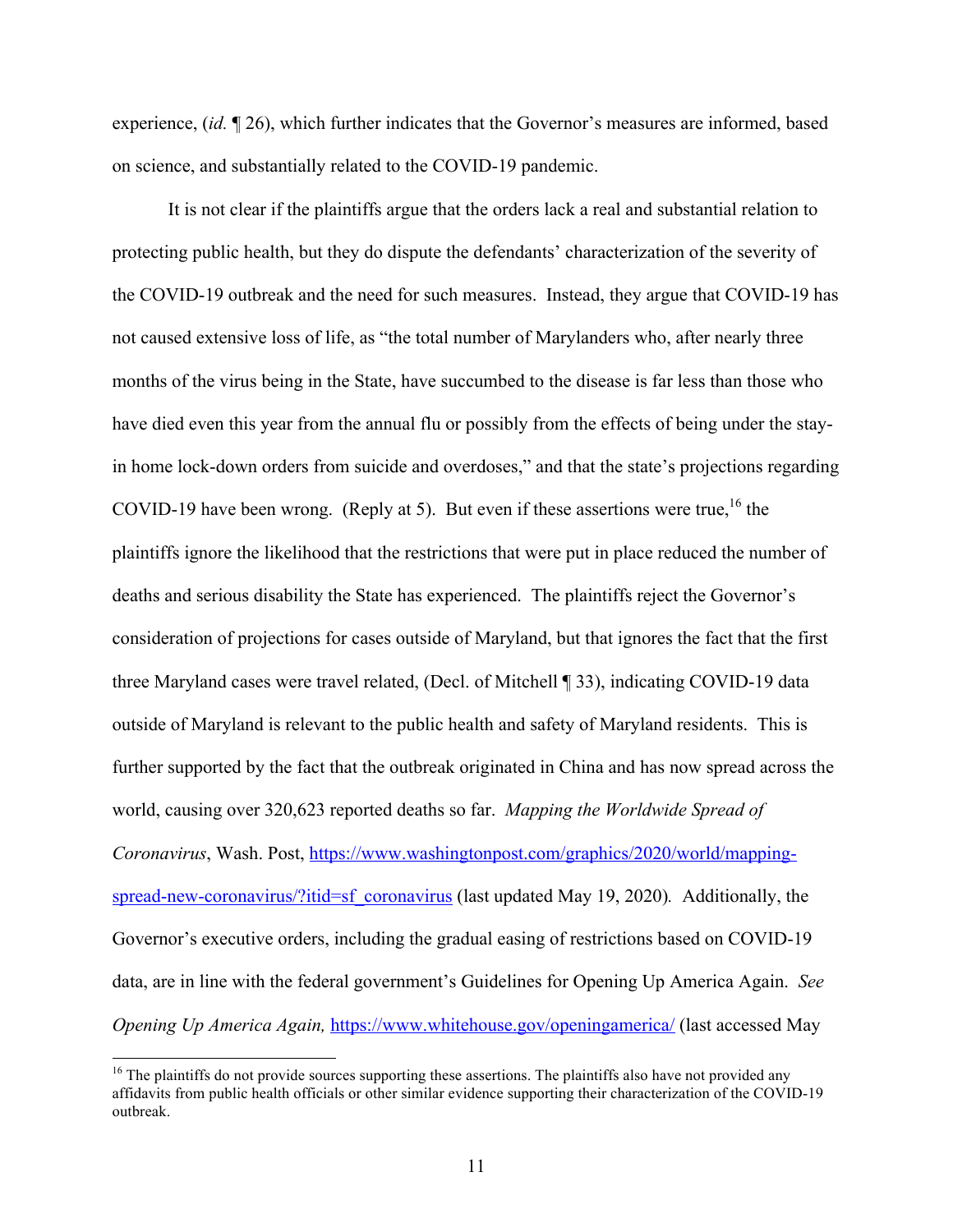experience, (*id.* ¶ 26), which further indicates that the Governor's measures are informed, based on science, and substantially related to the COVID-19 pandemic.

It is not clear if the plaintiffs argue that the orders lack a real and substantial relation to protecting public health, but they do dispute the defendants' characterization of the severity of the COVID-19 outbreak and the need for such measures. Instead, they argue that COVID-19 has not caused extensive loss of life, as "the total number of Marylanders who, after nearly three months of the virus being in the State, have succumbed to the disease is far less than those who have died even this year from the annual flu or possibly from the effects of being under the stay-in home lock-down orders from suicide and overdoses," and that the state's projections regarding COVID-19 have been wrong. (Reply at 5). But even if these assertions were true,[16] the plaintiffs ignore the likelihood that the restrictions that were put in place reduced the number of deaths and serious disability the State has experienced. The plaintiffs reject the Governor's consideration of projections for cases outside of Maryland, but that ignores the fact that the first three Maryland cases were travel related, (Decl. of Mitchell ¶ 33), indicating COVID-19 data outside of Maryland is relevant to the public health and safety of Maryland residents. This is further supported by the fact that the outbreak originated in China and has now spread across the world, causing over 320,623 reported deaths so far. *Mapping the Worldwide Spread of Coronavirus*, Wash. Post, https://www.washingtonpost.com/graphics/2020/world/mapping-spread-new-coronavirus/?itid=sf_coronavirus (last updated May 19, 2020). Additionally, the Governor's executive orders, including the gradual easing of restrictions based on COVID-19 data, are in line with the federal government's Guidelines for Opening Up America Again. *See Opening Up America Again,* https://www.whitehouse.gov/openingamerica/ (last accessed May

[16] The plaintiffs do not provide sources supporting these assertions. The plaintiffs also have not provided any affidavits from public health officials or other similar evidence supporting their characterization of the COVID-19 outbreak.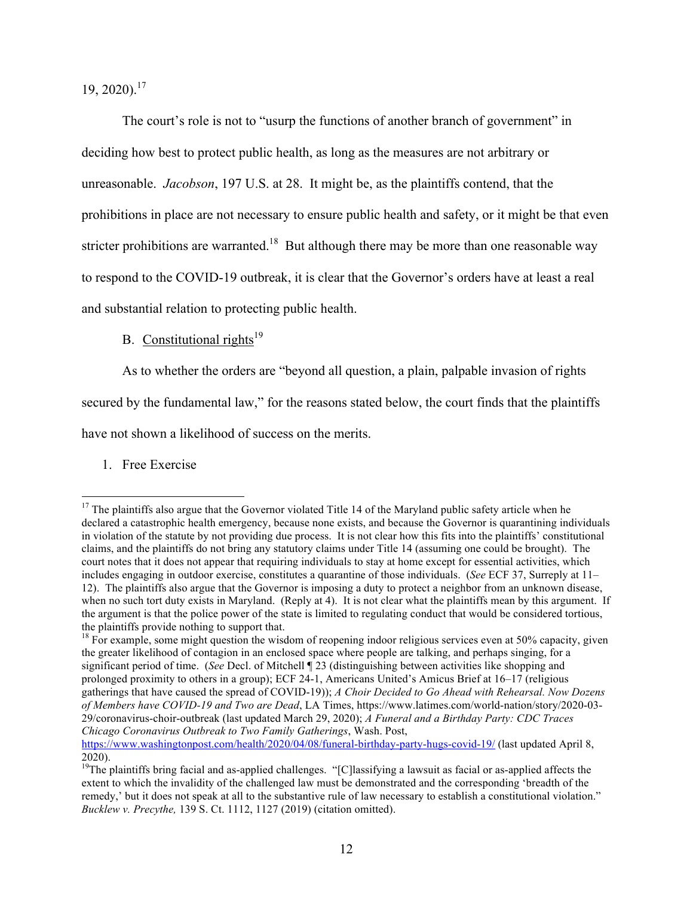19, 2020).[17]

The court's role is not to "usurp the functions of another branch of government" in deciding how best to protect public health, as long as the measures are not arbitrary or unreasonable. *Jacobson*, 197 U.S. at 28. It might be, as the plaintiffs contend, that the prohibitions in place are not necessary to ensure public health and safety, or it might be that even stricter prohibitions are warranted.[18] But although there may be more than one reasonable way to respond to the COVID-19 outbreak, it is clear that the Governor's orders have at least a real and substantial relation to protecting public health.

B. Constitutional rights[19]

As to whether the orders are "beyond all question, a plain, palpable invasion of rights secured by the fundamental law," for the reasons stated below, the court finds that the plaintiffs have not shown a likelihood of success on the merits.

1. Free Exercise

---

[17] The plaintiffs also argue that the Governor violated Title 14 of the Maryland public safety article when he declared a catastrophic health emergency, because none exists, and because the Governor is quarantining individuals in violation of the statute by not providing due process. It is not clear how this fits into the plaintiffs' constitutional claims, and the plaintiffs do not bring any statutory claims under Title 14 (assuming one could be brought). The court notes that it does not appear that requiring individuals to stay at home except for essential activities, which includes engaging in outdoor exercise, constitutes a quarantine of those individuals. (*See* ECF 37, Surreply at 11–12). The plaintiffs also argue that the Governor is imposing a duty to protect a neighbor from an unknown disease, when no such tort duty exists in Maryland. (Reply at 4). It is not clear what the plaintiffs mean by this argument. If the argument is that the police power of the state is limited to regulating conduct that would be considered tortious, the plaintiffs provide nothing to support that.

[18] For example, some might question the wisdom of reopening indoor religious services even at 50% capacity, given the greater likelihood of contagion in an enclosed space where people are talking, and perhaps singing, for a significant period of time. (*See* Decl. of Mitchell ¶ 23 (distinguishing between activities like shopping and prolonged proximity to others in a group); ECF 24-1, Americans United's Amicus Brief at 16–17 (religious gatherings that have caused the spread of COVID-19)); *A Choir Decided to Go Ahead with Rehearsal. Now Dozens of Members have COVID-19 and Two are Dead*, LA Times, https://www.latimes.com/world-nation/story/2020-03-29/coronavirus-choir-outbreak (last updated March 29, 2020); *A Funeral and a Birthday Party: CDC Traces Chicago Coronavirus Outbreak to Two Family Gatherings*, Wash. Post, https://www.washingtonpost.com/health/2020/04/08/funeral-birthday-party-hugs-covid-19/ (last updated April 8, 2020).

[19] The plaintiffs bring facial and as-applied challenges. "[C]lassifying a lawsuit as facial or as-applied affects the extent to which the invalidity of the challenged law must be demonstrated and the corresponding 'breadth of the remedy,' but it does not speak at all to the substantive rule of law necessary to establish a constitutional violation." *Bucklew v. Precythe,* 139 S. Ct. 1112, 1127 (2019) (citation omitted).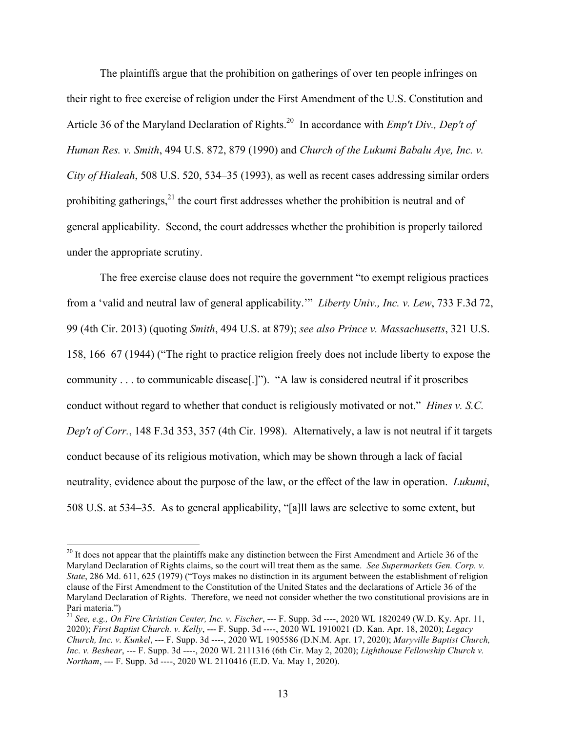The plaintiffs argue that the prohibition on gatherings of over ten people infringes on their right to free exercise of religion under the First Amendment of the U.S. Constitution and Article 36 of the Maryland Declaration of Rights.[20] In accordance with *Emp't Div., Dep't of Human Res. v. Smith*, 494 U.S. 872, 879 (1990) and *Church of the Lukumi Babalu Aye, Inc. v. City of Hialeah*, 508 U.S. 520, 534–35 (1993), as well as recent cases addressing similar orders prohibiting gatherings,[21] the court first addresses whether the prohibition is neutral and of general applicability. Second, the court addresses whether the prohibition is properly tailored under the appropriate scrutiny.

The free exercise clause does not require the government "to exempt religious practices from a 'valid and neutral law of general applicability.'" *Liberty Univ., Inc. v. Lew*, 733 F.3d 72, 99 (4th Cir. 2013) (quoting *Smith*, 494 U.S. at 879); *see also Prince v. Massachusetts*, 321 U.S. 158, 166–67 (1944) ("The right to practice religion freely does not include liberty to expose the community . . . to communicable disease[.]"). "A law is considered neutral if it proscribes conduct without regard to whether that conduct is religiously motivated or not." *Hines v. S.C. Dep't of Corr.*, 148 F.3d 353, 357 (4th Cir. 1998). Alternatively, a law is not neutral if it targets conduct because of its religious motivation, which may be shown through a lack of facial neutrality, evidence about the purpose of the law, or the effect of the law in operation. *Lukumi*, 508 U.S. at 534–35. As to general applicability, "[a]ll laws are selective to some extent, but

---

[20] It does not appear that the plaintiffs make any distinction between the First Amendment and Article 36 of the Maryland Declaration of Rights claims, so the court will treat them as the same. *See Supermarkets Gen. Corp. v. State*, 286 Md. 611, 625 (1979) ("Toys makes no distinction in its argument between the establishment of religion clause of the First Amendment to the Constitution of the United States and the declarations of Article 36 of the Maryland Declaration of Rights. Therefore, we need not consider whether the two constitutional provisions are in Pari materia.")

[21] *See, e.g., On Fire Christian Center, Inc. v. Fischer*, --- F. Supp. 3d ----, 2020 WL 1820249 (W.D. Ky. Apr. 11, 2020); *First Baptist Church. v. Kelly*, --- F. Supp. 3d ----, 2020 WL 1910021 (D. Kan. Apr. 18, 2020); *Legacy Church, Inc. v. Kunkel*, --- F. Supp. 3d ----, 2020 WL 1905586 (D.N.M. Apr. 17, 2020); *Maryville Baptist Church, Inc. v. Beshear*, --- F. Supp. 3d ----, 2020 WL 2111316 (6th Cir. May 2, 2020); *Lighthouse Fellowship Church v. Northam*, --- F. Supp. 3d ----, 2020 WL 2110416 (E.D. Va. May 1, 2020).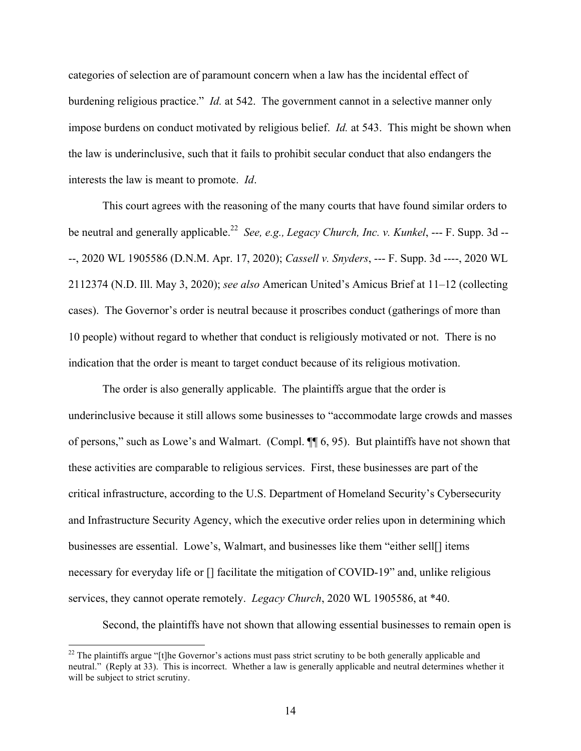categories of selection are of paramount concern when a law has the incidental effect of burdening religious practice." *Id.* at 542. The government cannot in a selective manner only impose burdens on conduct motivated by religious belief. *Id.* at 543. This might be shown when the law is underinclusive, such that it fails to prohibit secular conduct that also endangers the interests the law is meant to promote. *Id*.

This court agrees with the reasoning of the many courts that have found similar orders to be neutral and generally applicable.[22] *See, e.g., Legacy Church, Inc. v. Kunkel*, --- F. Supp. 3d ----, 2020 WL 1905586 (D.N.M. Apr. 17, 2020); *Cassell v. Snyders*, --- F. Supp. 3d ----, 2020 WL 2112374 (N.D. Ill. May 3, 2020); *see also* American United's Amicus Brief at 11–12 (collecting cases). The Governor's order is neutral because it proscribes conduct (gatherings of more than 10 people) without regard to whether that conduct is religiously motivated or not. There is no indication that the order is meant to target conduct because of its religious motivation.

The order is also generally applicable. The plaintiffs argue that the order is underinclusive because it still allows some businesses to "accommodate large crowds and masses of persons," such as Lowe's and Walmart. (Compl. ¶¶ 6, 95). But plaintiffs have not shown that these activities are comparable to religious services. First, these businesses are part of the critical infrastructure, according to the U.S. Department of Homeland Security's Cybersecurity and Infrastructure Security Agency, which the executive order relies upon in determining which businesses are essential. Lowe's, Walmart, and businesses like them "either sell[] items necessary for everyday life or [] facilitate the mitigation of COVID-19" and, unlike religious services, they cannot operate remotely. *Legacy Church*, 2020 WL 1905586, at *40.

Second, the plaintiffs have not shown that allowing essential businesses to remain open is

---

[22] The plaintiffs argue "[t]he Governor's actions must pass strict scrutiny to be both generally applicable and neutral." (Reply at 33). This is incorrect. Whether a law is generally applicable and neutral determines whether it will be subject to strict scrutiny.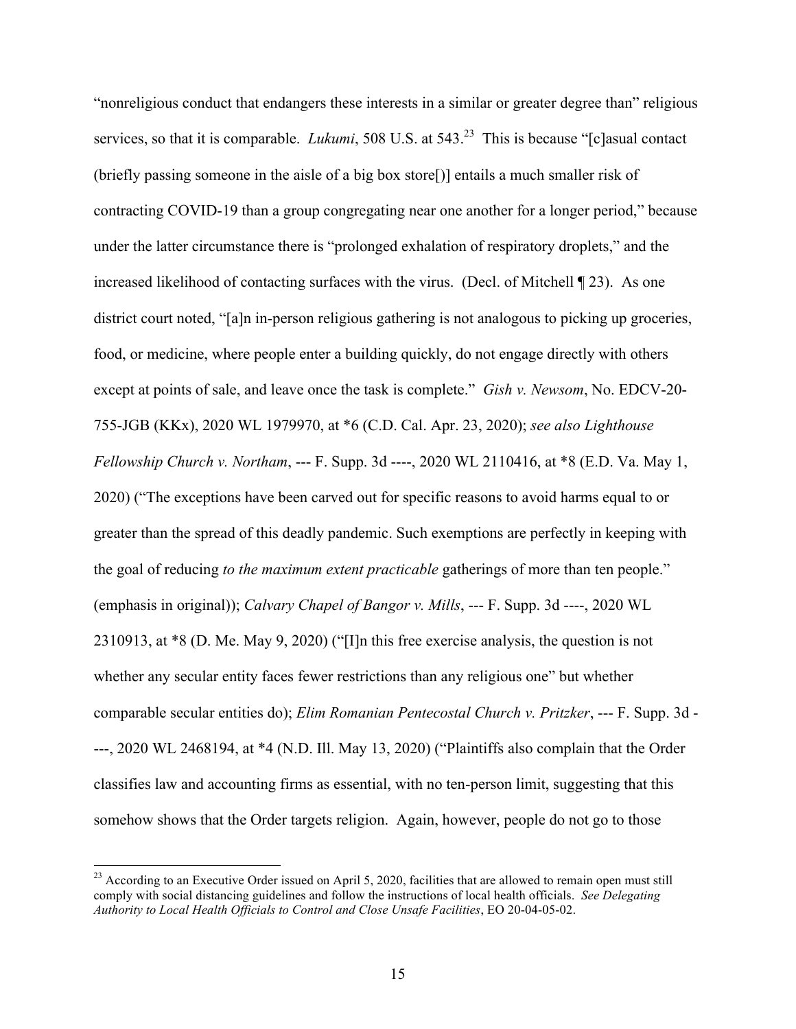"nonreligious conduct that endangers these interests in a similar or greater degree than" religious services, so that it is comparable. *Lukumi*, 508 U.S. at 543.[23] This is because "[c]asual contact (briefly passing someone in the aisle of a big box store[)] entails a much smaller risk of contracting COVID-19 than a group congregating near one another for a longer period," because under the latter circumstance there is "prolonged exhalation of respiratory droplets," and the increased likelihood of contacting surfaces with the virus. (Decl. of Mitchell ¶ 23). As one district court noted, "[a]n in-person religious gathering is not analogous to picking up groceries, food, or medicine, where people enter a building quickly, do not engage directly with others except at points of sale, and leave once the task is complete." *Gish v. Newsom*, No. EDCV-20-755-JGB (KKx), 2020 WL 1979970, at *6 (C.D. Cal. Apr. 23, 2020); *see also Lighthouse Fellowship Church v. Northam*, --- F. Supp. 3d ----, 2020 WL 2110416, at *8 (E.D. Va. May 1, 2020) ("The exceptions have been carved out for specific reasons to avoid harms equal to or greater than the spread of this deadly pandemic. Such exemptions are perfectly in keeping with the goal of reducing *to the maximum extent practicable* gatherings of more than ten people." (emphasis in original)); *Calvary Chapel of Bangor v. Mills*, --- F. Supp. 3d ----, 2020 WL 2310913, at *8 (D. Me. May 9, 2020) ("[I]n this free exercise analysis, the question is not whether any secular entity faces fewer restrictions than any religious one" but whether comparable secular entities do); *Elim Romanian Pentecostal Church v. Pritzker*, --- F. Supp. 3d ----, 2020 WL 2468194, at *4 (N.D. Ill. May 13, 2020) ("Plaintiffs also complain that the Order classifies law and accounting firms as essential, with no ten-person limit, suggesting that this somehow shows that the Order targets religion. Again, however, people do not go to those

---

[23] According to an Executive Order issued on April 5, 2020, facilities that are allowed to remain open must still comply with social distancing guidelines and follow the instructions of local health officials. *See Delegating Authority to Local Health Officials to Control and Close Unsafe Facilities*, EO 20-04-05-02.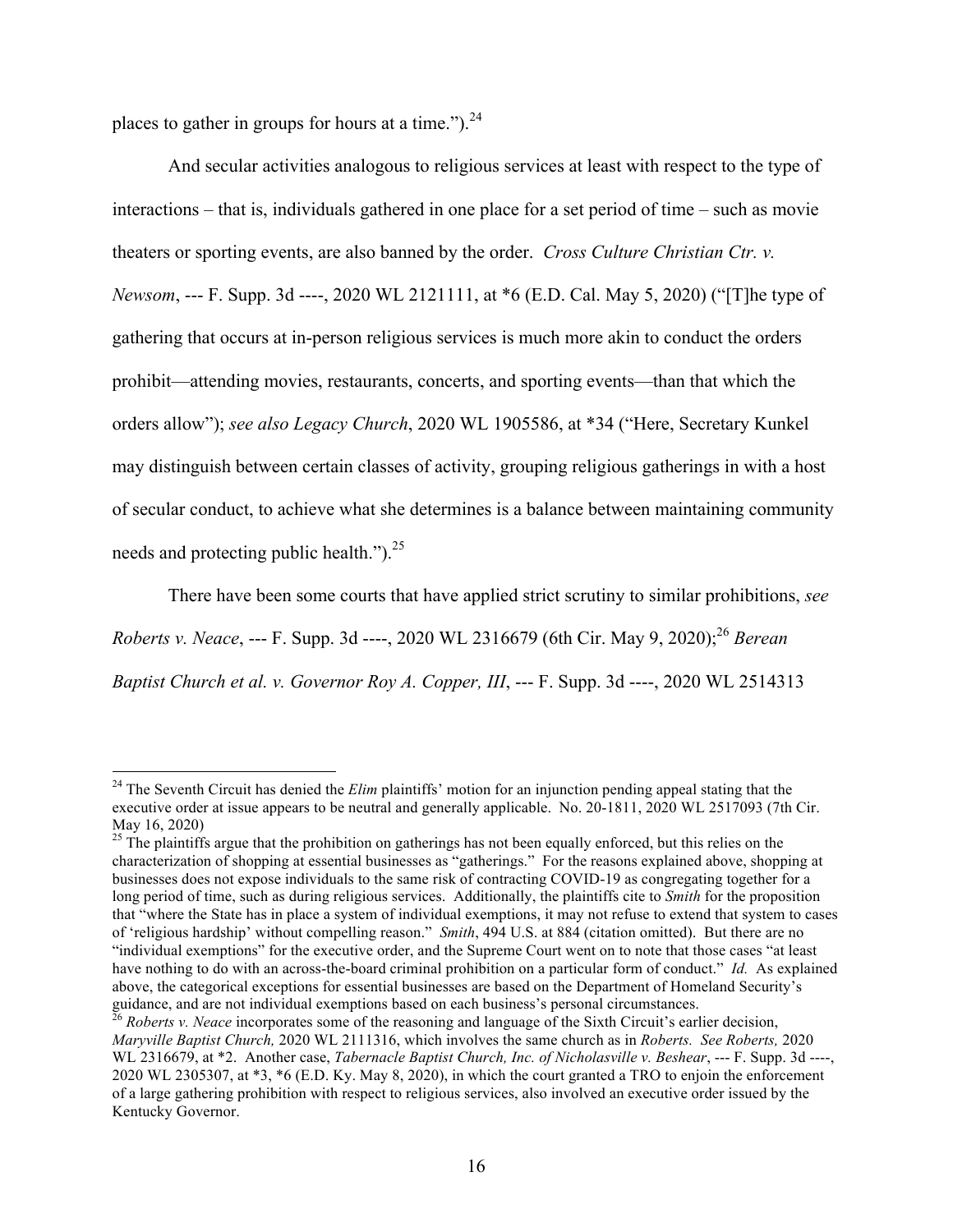places to gather in groups for hours at a time.").[24]

And secular activities analogous to religious services at least with respect to the type of interactions – that is, individuals gathered in one place for a set period of time – such as movie theaters or sporting events, are also banned by the order. *Cross Culture Christian Ctr. v. Newsom*, --- F. Supp. 3d ----, 2020 WL 2121111, at *6 (E.D. Cal. May 5, 2020) ("[T]he type of gathering that occurs at in-person religious services is much more akin to conduct the orders prohibit—attending movies, restaurants, concerts, and sporting events—than that which the orders allow"); *see also Legacy Church*, 2020 WL 1905586, at *34 ("Here, Secretary Kunkel may distinguish between certain classes of activity, grouping religious gatherings in with a host of secular conduct, to achieve what she determines is a balance between maintaining community needs and protecting public health.").[25]

There have been some courts that have applied strict scrutiny to similar prohibitions, *see Roberts v. Neace*, --- F. Supp. 3d ----, 2020 WL 2316679 (6th Cir. May 9, 2020);[26] *Berean Baptist Church et al. v. Governor Roy A. Copper, III*, --- F. Supp. 3d ----, 2020 WL 2514313

---

[24] The Seventh Circuit has denied the *Elim* plaintiffs' motion for an injunction pending appeal stating that the executive order at issue appears to be neutral and generally applicable. No. 20-1811, 2020 WL 2517093 (7th Cir. May 16, 2020)

[25] The plaintiffs argue that the prohibition on gatherings has not been equally enforced, but this relies on the characterization of shopping at essential businesses as "gatherings." For the reasons explained above, shopping at businesses does not expose individuals to the same risk of contracting COVID-19 as congregating together for a long period of time, such as during religious services. Additionally, the plaintiffs cite to *Smith* for the proposition that "where the State has in place a system of individual exemptions, it may not refuse to extend that system to cases of 'religious hardship' without compelling reason." *Smith*, 494 U.S. at 884 (citation omitted). But there are no "individual exemptions" for the executive order, and the Supreme Court went on to note that those cases "at least have nothing to do with an across-the-board criminal prohibition on a particular form of conduct." *Id.* As explained above, the categorical exceptions for essential businesses are based on the Department of Homeland Security's guidance, and are not individual exemptions based on each business's personal circumstances.

[26] *Roberts v. Neace* incorporates some of the reasoning and language of the Sixth Circuit's earlier decision, *Maryville Baptist Church,* 2020 WL 2111316, which involves the same church as in *Roberts. See Roberts,* 2020 WL 2316679, at *2. Another case, *Tabernacle Baptist Church, Inc. of Nicholasville v. Beshear*, --- F. Supp. 3d ----, 2020 WL 2305307, at *3, *6 (E.D. Ky. May 8, 2020), in which the court granted a TRO to enjoin the enforcement of a large gathering prohibition with respect to religious services, also involved an executive order issued by the Kentucky Governor.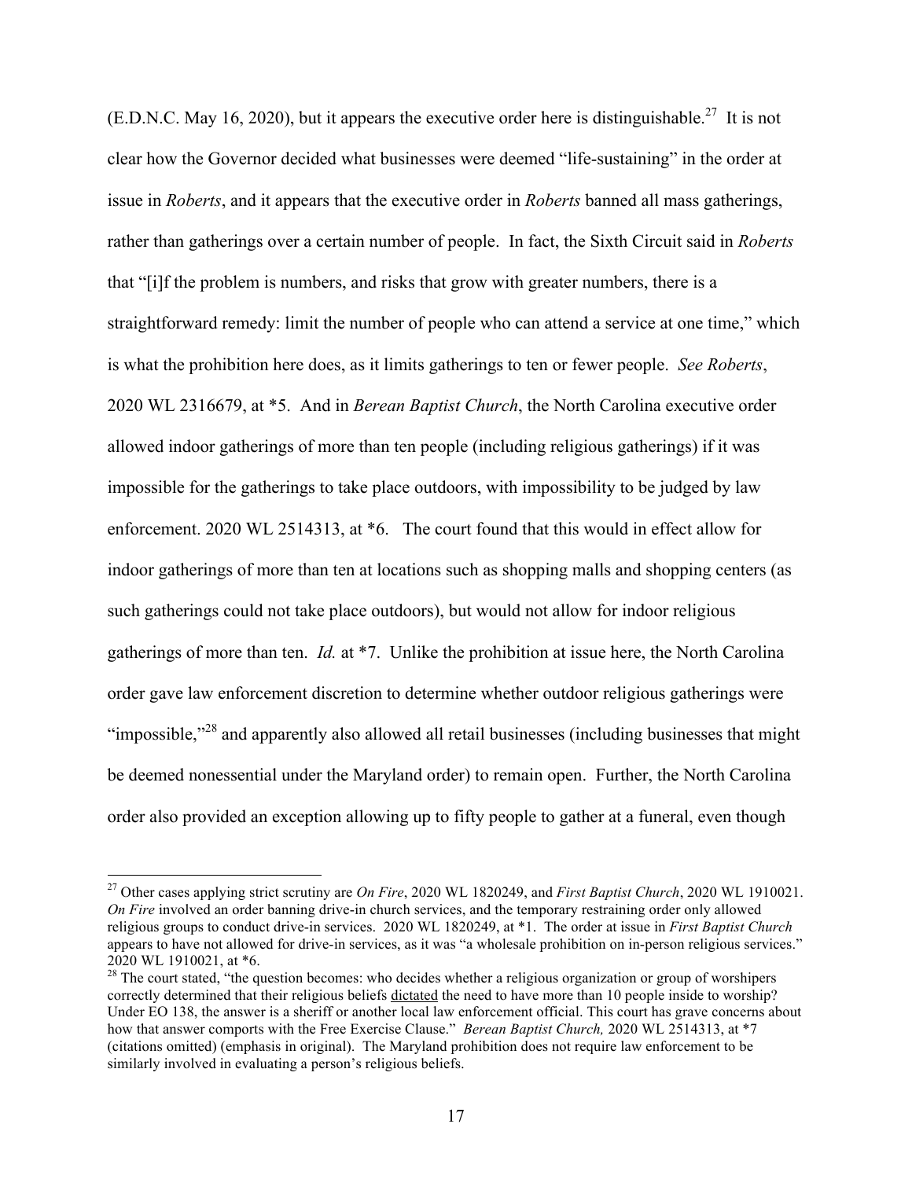(E.D.N.C. May 16, 2020), but it appears the executive order here is distinguishable.[27] It is not clear how the Governor decided what businesses were deemed "life-sustaining" in the order at issue in *Roberts*, and it appears that the executive order in *Roberts* banned all mass gatherings, rather than gatherings over a certain number of people. In fact, the Sixth Circuit said in *Roberts* that "[i]f the problem is numbers, and risks that grow with greater numbers, there is a straightforward remedy: limit the number of people who can attend a service at one time," which is what the prohibition here does, as it limits gatherings to ten or fewer people. *See Roberts*, 2020 WL 2316679, at *5. And in *Berean Baptist Church*, the North Carolina executive order allowed indoor gatherings of more than ten people (including religious gatherings) if it was impossible for the gatherings to take place outdoors, with impossibility to be judged by law enforcement. 2020 WL 2514313, at *6. The court found that this would in effect allow for indoor gatherings of more than ten at locations such as shopping malls and shopping centers (as such gatherings could not take place outdoors), but would not allow for indoor religious gatherings of more than ten. *Id.* at *7. Unlike the prohibition at issue here, the North Carolina order gave law enforcement discretion to determine whether outdoor religious gatherings were "impossible,"[28] and apparently also allowed all retail businesses (including businesses that might be deemed nonessential under the Maryland order) to remain open. Further, the North Carolina order also provided an exception allowing up to fifty people to gather at a funeral, even though

---

[27] Other cases applying strict scrutiny are *On Fire*, 2020 WL 1820249, and *First Baptist Church*, 2020 WL 1910021. *On Fire* involved an order banning drive-in church services, and the temporary restraining order only allowed religious groups to conduct drive-in services. 2020 WL 1820249, at *1. The order at issue in *First Baptist Church* appears to have not allowed for drive-in services, as it was "a wholesale prohibition on in-person religious services." 2020 WL 1910021, at *6.

[28] The court stated, "the question becomes: who decides whether a religious organization or group of worshipers correctly determined that their religious beliefs <u>dictated</u> the need to have more than 10 people inside to worship? Under EO 138, the answer is a sheriff or another local law enforcement official. This court has grave concerns about how that answer comports with the Free Exercise Clause." *Berean Baptist Church,* 2020 WL 2514313, at *7 (citations omitted) (emphasis in original). The Maryland prohibition does not require law enforcement to be similarly involved in evaluating a person's religious beliefs.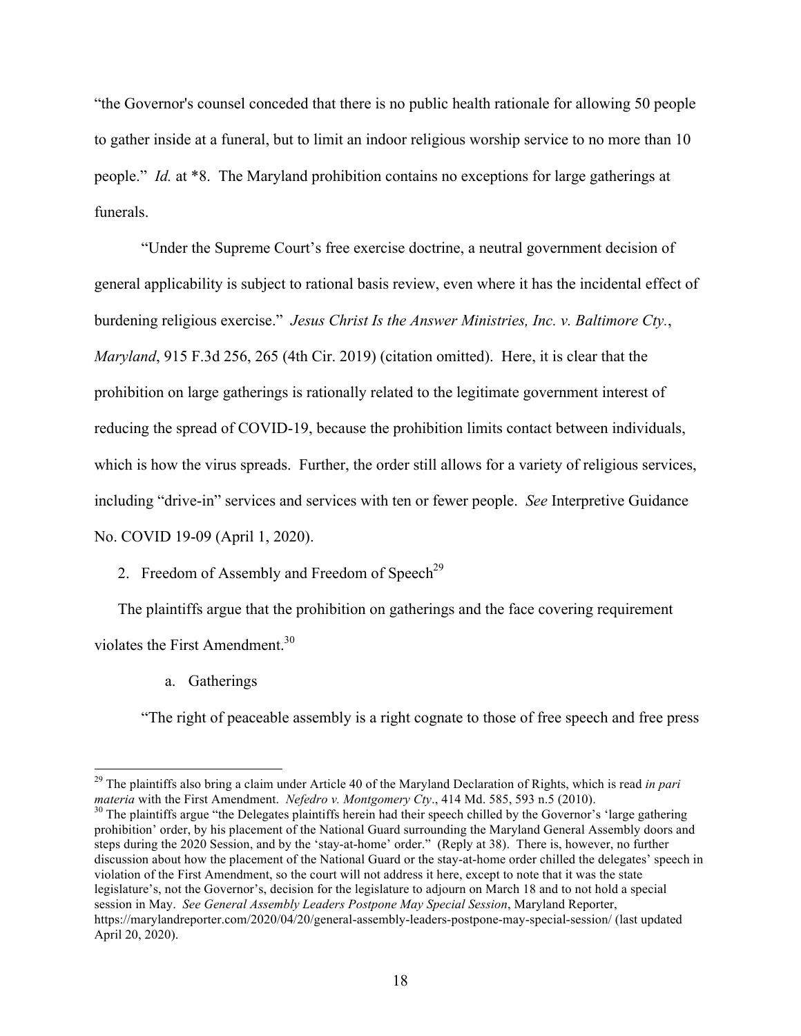"the Governor's counsel conceded that there is no public health rationale for allowing 50 people to gather inside at a funeral, but to limit an indoor religious worship service to no more than 10 people." *Id.* at *8. The Maryland prohibition contains no exceptions for large gatherings at funerals.

"Under the Supreme Court's free exercise doctrine, a neutral government decision of general applicability is subject to rational basis review, even where it has the incidental effect of burdening religious exercise." *Jesus Christ Is the Answer Ministries, Inc. v. Baltimore Cty., Maryland*, 915 F.3d 256, 265 (4th Cir. 2019) (citation omitted). Here, it is clear that the prohibition on large gatherings is rationally related to the legitimate government interest of reducing the spread of COVID-19, because the prohibition limits contact between individuals, which is how the virus spreads. Further, the order still allows for a variety of religious services, including "drive-in" services and services with ten or fewer people. *See* Interpretive Guidance No. COVID 19-09 (April 1, 2020).

2. Freedom of Assembly and Freedom of Speech[29]

The plaintiffs argue that the prohibition on gatherings and the face covering requirement violates the First Amendment.[30]

a. Gatherings

"The right of peaceable assembly is a right cognate to those of free speech and free press

---

[29] The plaintiffs also bring a claim under Article 40 of the Maryland Declaration of Rights, which is read *in pari materia* with the First Amendment. *Nefedro v. Montgomery Cty*., 414 Md. 585, 593 n.5 (2010).

[30] The plaintiffs argue "the Delegates plaintiffs herein had their speech chilled by the Governor's 'large gathering prohibition' order, by his placement of the National Guard surrounding the Maryland General Assembly doors and steps during the 2020 Session, and by the 'stay-at-home' order." (Reply at 38). There is, however, no further discussion about how the placement of the National Guard or the stay-at-home order chilled the delegates' speech in violation of the First Amendment, so the court will not address it here, except to note that it was the state legislature's, not the Governor's, decision for the legislature to adjourn on March 18 and to not hold a special session in May. *See General Assembly Leaders Postpone May Special Session*, Maryland Reporter, https://marylandreporter.com/2020/04/20/general-assembly-leaders-postpone-may-special-session/ (last updated April 20, 2020).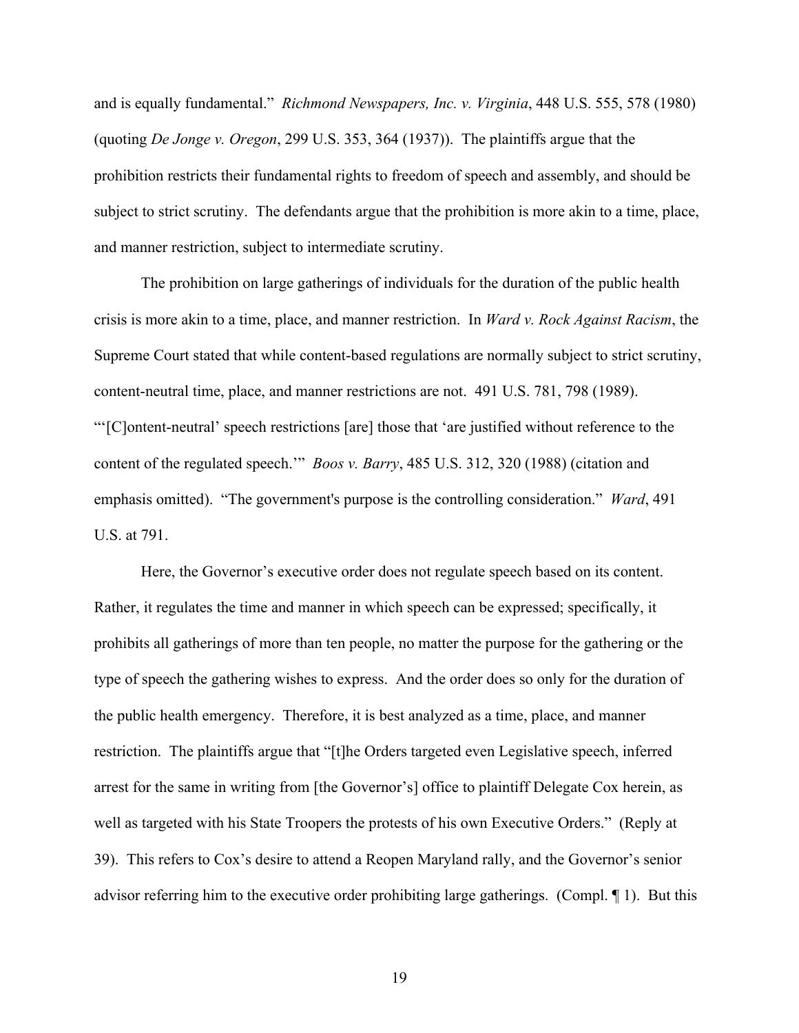and is equally fundamental." *Richmond Newspapers, Inc. v. Virginia*, 448 U.S. 555, 578 (1980) (quoting *De Jonge v. Oregon*, 299 U.S. 353, 364 (1937)). The plaintiffs argue that the prohibition restricts their fundamental rights to freedom of speech and assembly, and should be subject to strict scrutiny. The defendants argue that the prohibition is more akin to a time, place, and manner restriction, subject to intermediate scrutiny.

The prohibition on large gatherings of individuals for the duration of the public health crisis is more akin to a time, place, and manner restriction. In *Ward v. Rock Against Racism*, the Supreme Court stated that while content-based regulations are normally subject to strict scrutiny, content-neutral time, place, and manner restrictions are not. 491 U.S. 781, 798 (1989). "'[C]ontent-neutral' speech restrictions [are] those that 'are justified without reference to the content of the regulated speech.'" *Boos v. Barry*, 485 U.S. 312, 320 (1988) (citation and emphasis omitted). "The government's purpose is the controlling consideration." *Ward*, 491 U.S. at 791.

Here, the Governor's executive order does not regulate speech based on its content. Rather, it regulates the time and manner in which speech can be expressed; specifically, it prohibits all gatherings of more than ten people, no matter the purpose for the gathering or the type of speech the gathering wishes to express. And the order does so only for the duration of the public health emergency. Therefore, it is best analyzed as a time, place, and manner restriction. The plaintiffs argue that "[t]he Orders targeted even Legislative speech, inferred arrest for the same in writing from [the Governor's] office to plaintiff Delegate Cox herein, as well as targeted with his State Troopers the protests of his own Executive Orders." (Reply at 39). This refers to Cox's desire to attend a Reopen Maryland rally, and the Governor's senior advisor referring him to the executive order prohibiting large gatherings. (Compl. ¶ 1). But this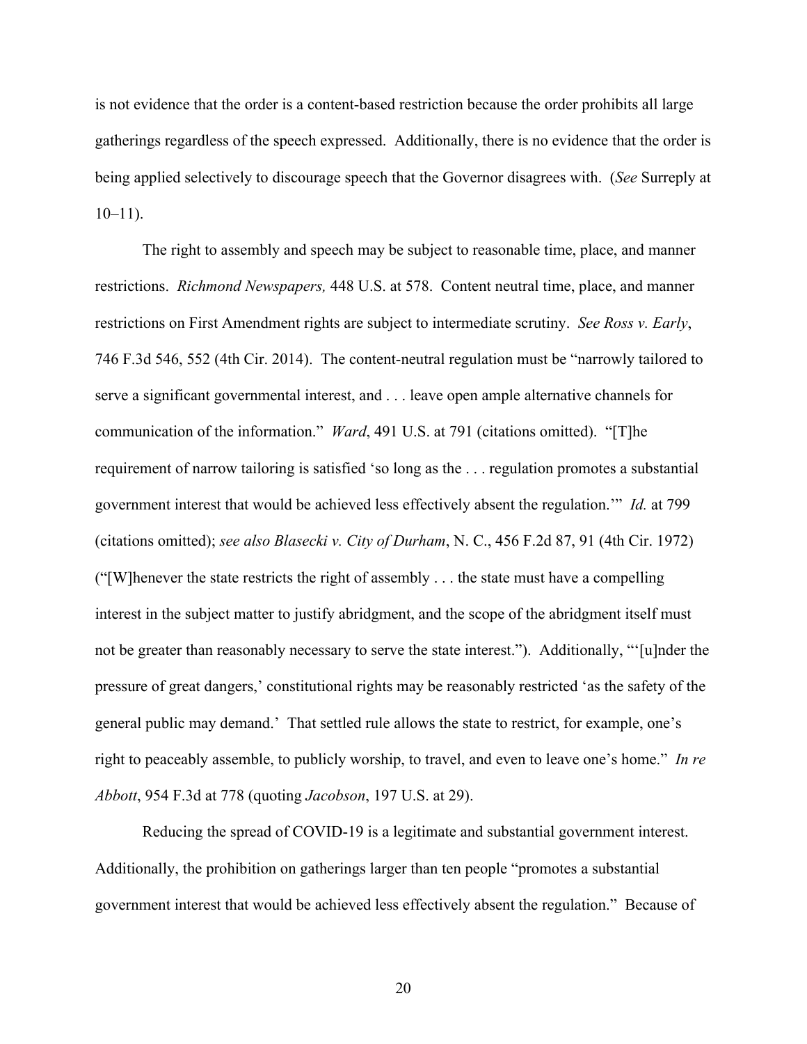is not evidence that the order is a content-based restriction because the order prohibits all large gatherings regardless of the speech expressed. Additionally, there is no evidence that the order is being applied selectively to discourage speech that the Governor disagrees with. (*See* Surreply at 10–11).

The right to assembly and speech may be subject to reasonable time, place, and manner restrictions. *Richmond Newspapers,* 448 U.S. at 578. Content neutral time, place, and manner restrictions on First Amendment rights are subject to intermediate scrutiny. *See Ross v. Early*, 746 F.3d 546, 552 (4th Cir. 2014). The content-neutral regulation must be "narrowly tailored to serve a significant governmental interest, and . . . leave open ample alternative channels for communication of the information." *Ward*, 491 U.S. at 791 (citations omitted). "[T]he requirement of narrow tailoring is satisfied 'so long as the . . . regulation promotes a substantial government interest that would be achieved less effectively absent the regulation.'" *Id.* at 799 (citations omitted); *see also Blasecki v. City of Durham*, N. C., 456 F.2d 87, 91 (4th Cir. 1972) ("[W]henever the state restricts the right of assembly . . . the state must have a compelling interest in the subject matter to justify abridgment, and the scope of the abridgment itself must not be greater than reasonably necessary to serve the state interest."). Additionally, "'[u]nder the pressure of great dangers,' constitutional rights may be reasonably restricted 'as the safety of the general public may demand.' That settled rule allows the state to restrict, for example, one's right to peaceably assemble, to publicly worship, to travel, and even to leave one's home." *In re Abbott*, 954 F.3d at 778 (quoting *Jacobson*, 197 U.S. at 29).

Reducing the spread of COVID-19 is a legitimate and substantial government interest. Additionally, the prohibition on gatherings larger than ten people "promotes a substantial government interest that would be achieved less effectively absent the regulation." Because of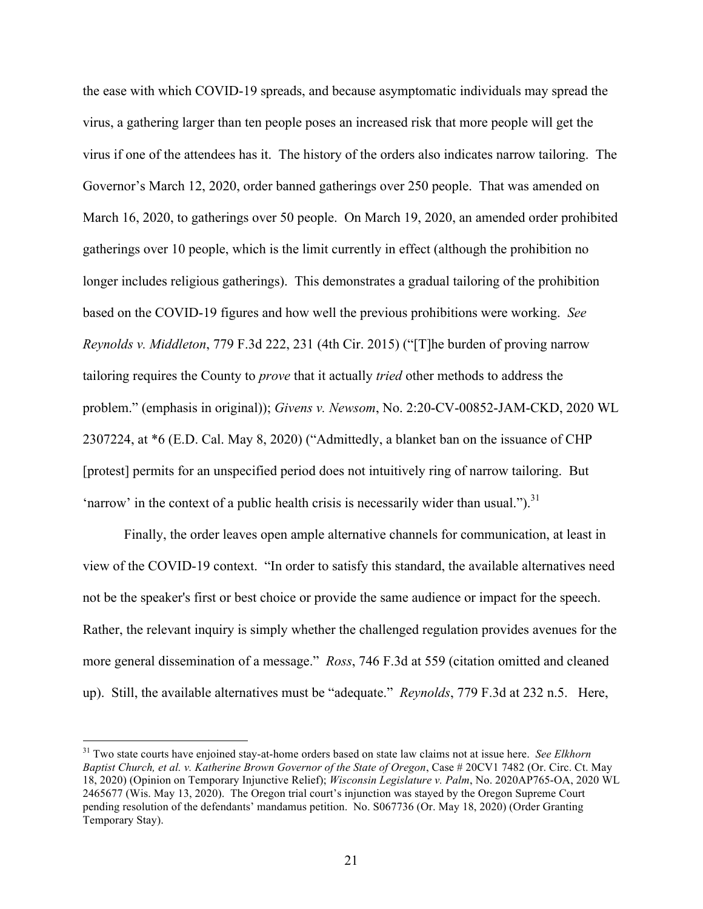the ease with which COVID-19 spreads, and because asymptomatic individuals may spread the virus, a gathering larger than ten people poses an increased risk that more people will get the virus if one of the attendees has it. The history of the orders also indicates narrow tailoring. The Governor's March 12, 2020, order banned gatherings over 250 people. That was amended on March 16, 2020, to gatherings over 50 people. On March 19, 2020, an amended order prohibited gatherings over 10 people, which is the limit currently in effect (although the prohibition no longer includes religious gatherings). This demonstrates a gradual tailoring of the prohibition based on the COVID-19 figures and how well the previous prohibitions were working. *See Reynolds v. Middleton*, 779 F.3d 222, 231 (4th Cir. 2015) ("[T]he burden of proving narrow tailoring requires the County to *prove* that it actually *tried* other methods to address the problem." (emphasis in original)); *Givens v. Newsom*, No. 2:20-CV-00852-JAM-CKD, 2020 WL 2307224, at *6 (E.D. Cal. May 8, 2020) ("Admittedly, a blanket ban on the issuance of CHP [protest] permits for an unspecified period does not intuitively ring of narrow tailoring. But 'narrow' in the context of a public health crisis is necessarily wider than usual.").[31]

Finally, the order leaves open ample alternative channels for communication, at least in view of the COVID-19 context. "In order to satisfy this standard, the available alternatives need not be the speaker's first or best choice or provide the same audience or impact for the speech. Rather, the relevant inquiry is simply whether the challenged regulation provides avenues for the more general dissemination of a message." *Ross*, 746 F.3d at 559 (citation omitted and cleaned up). Still, the available alternatives must be "adequate." *Reynolds*, 779 F.3d at 232 n.5. Here,

---

[31] Two state courts have enjoined stay-at-home orders based on state law claims not at issue here. *See Elkhorn Baptist Church, et al. v. Katherine Brown Governor of the State of Oregon*, Case # 20CV1 7482 (Or. Circ. Ct. May 18, 2020) (Opinion on Temporary Injunctive Relief); *Wisconsin Legislature v. Palm*, No. 2020AP765-OA, 2020 WL 2465677 (Wis. May 13, 2020). The Oregon trial court's injunction was stayed by the Oregon Supreme Court pending resolution of the defendants' mandamus petition. No. S067736 (Or. May 18, 2020) (Order Granting Temporary Stay).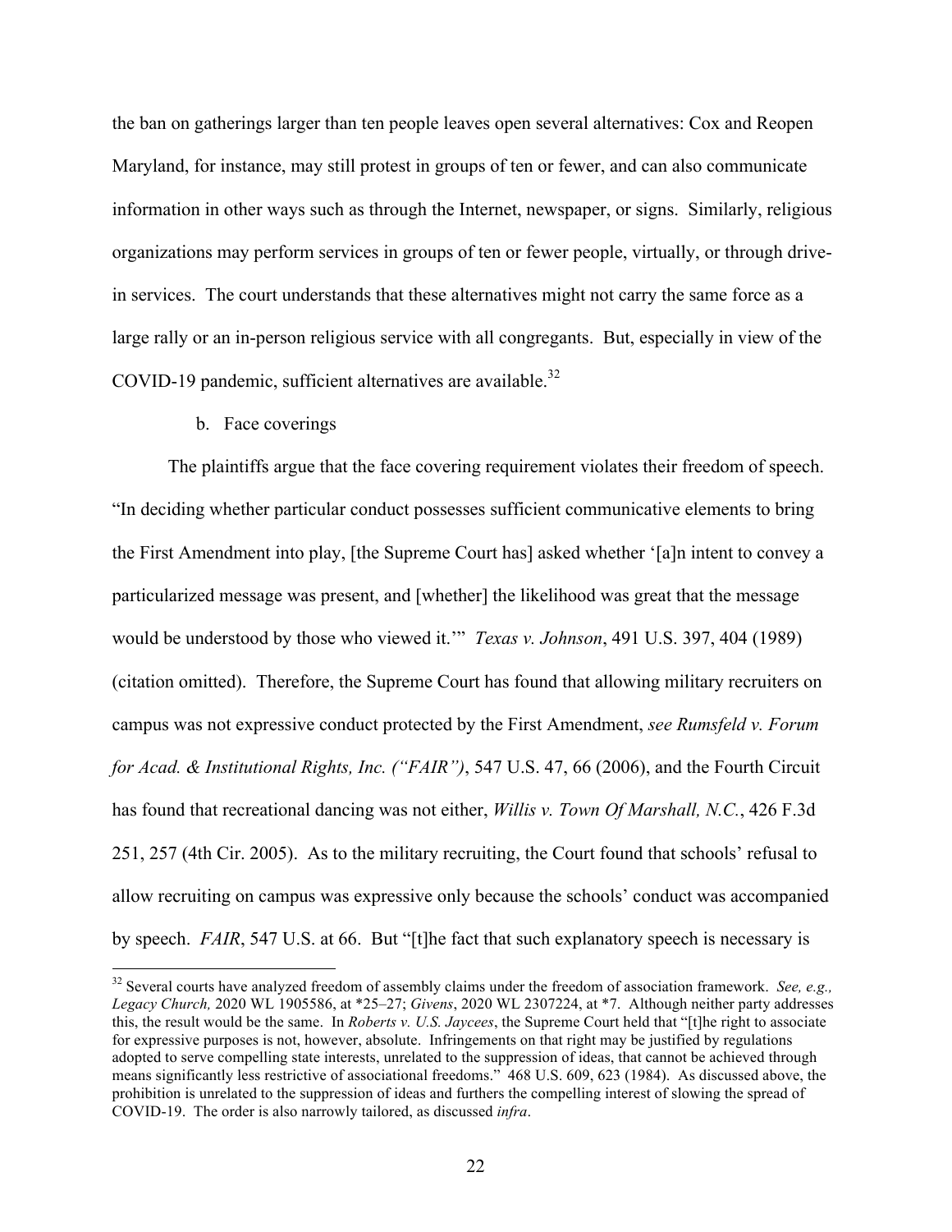the ban on gatherings larger than ten people leaves open several alternatives: Cox and Reopen Maryland, for instance, may still protest in groups of ten or fewer, and can also communicate information in other ways such as through the Internet, newspaper, or signs. Similarly, religious organizations may perform services in groups of ten or fewer people, virtually, or through drive-in services. The court understands that these alternatives might not carry the same force as a large rally or an in-person religious service with all congregants. But, especially in view of the COVID-19 pandemic, sufficient alternatives are available.[32]

b. Face coverings

The plaintiffs argue that the face covering requirement violates their freedom of speech. "In deciding whether particular conduct possesses sufficient communicative elements to bring the First Amendment into play, [the Supreme Court has] asked whether '[a]n intent to convey a particularized message was present, and [whether] the likelihood was great that the message would be understood by those who viewed it.'" *Texas v. Johnson*, 491 U.S. 397, 404 (1989) (citation omitted). Therefore, the Supreme Court has found that allowing military recruiters on campus was not expressive conduct protected by the First Amendment, *see Rumsfeld v. Forum for Acad. & Institutional Rights, Inc. ("FAIR")*, 547 U.S. 47, 66 (2006), and the Fourth Circuit has found that recreational dancing was not either, *Willis v. Town Of Marshall, N.C.*, 426 F.3d 251, 257 (4th Cir. 2005). As to the military recruiting, the Court found that schools' refusal to allow recruiting on campus was expressive only because the schools' conduct was accompanied by speech. *FAIR*, 547 U.S. at 66. But "[t]he fact that such explanatory speech is necessary is

---

[32] Several courts have analyzed freedom of assembly claims under the freedom of association framework. *See, e.g., Legacy Church,* 2020 WL 1905586, at *25–27; *Givens*, 2020 WL 2307224, at *7. Although neither party addresses this, the result would be the same. In *Roberts v. U.S. Jaycees*, the Supreme Court held that "[t]he right to associate for expressive purposes is not, however, absolute. Infringements on that right may be justified by regulations adopted to serve compelling state interests, unrelated to the suppression of ideas, that cannot be achieved through means significantly less restrictive of associational freedoms." 468 U.S. 609, 623 (1984). As discussed above, the prohibition is unrelated to the suppression of ideas and furthers the compelling interest of slowing the spread of COVID-19. The order is also narrowly tailored, as discussed *infra*.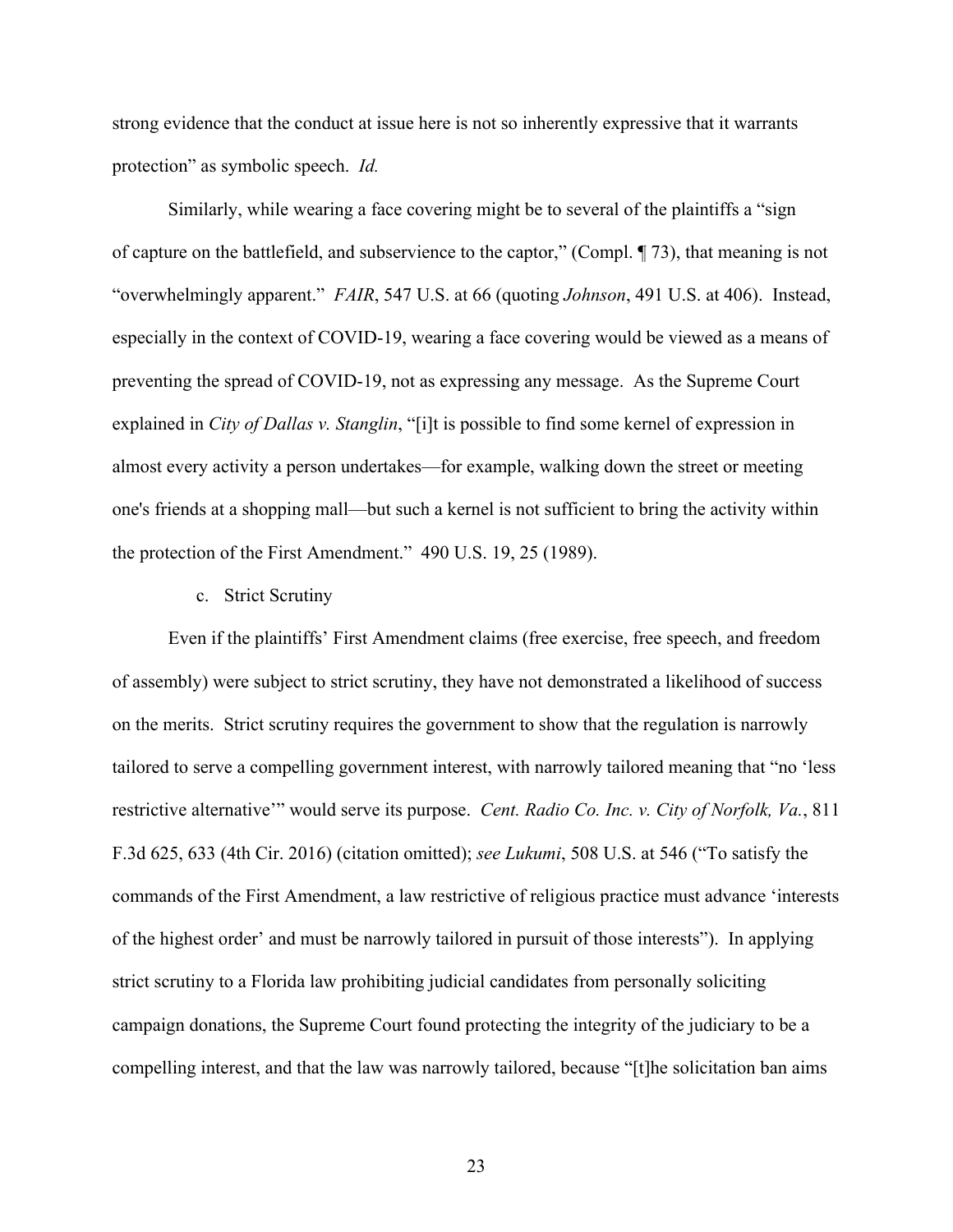strong evidence that the conduct at issue here is not so inherently expressive that it warrants protection" as symbolic speech. *Id.*

Similarly, while wearing a face covering might be to several of the plaintiffs a "sign of capture on the battlefield, and subservience to the captor," (Compl. ¶ 73), that meaning is not "overwhelmingly apparent." *FAIR*, 547 U.S. at 66 (quoting *Johnson*, 491 U.S. at 406). Instead, especially in the context of COVID-19, wearing a face covering would be viewed as a means of preventing the spread of COVID-19, not as expressing any message. As the Supreme Court explained in *City of Dallas v. Stanglin*, "[i]t is possible to find some kernel of expression in almost every activity a person undertakes—for example, walking down the street or meeting one's friends at a shopping mall—but such a kernel is not sufficient to bring the activity within the protection of the First Amendment." 490 U.S. 19, 25 (1989).

c. Strict Scrutiny

Even if the plaintiffs' First Amendment claims (free exercise, free speech, and freedom of assembly) were subject to strict scrutiny, they have not demonstrated a likelihood of success on the merits. Strict scrutiny requires the government to show that the regulation is narrowly tailored to serve a compelling government interest, with narrowly tailored meaning that "no 'less restrictive alternative'" would serve its purpose. *Cent. Radio Co. Inc. v. City of Norfolk, Va.*, 811 F.3d 625, 633 (4th Cir. 2016) (citation omitted); *see Lukumi*, 508 U.S. at 546 ("To satisfy the commands of the First Amendment, a law restrictive of religious practice must advance 'interests of the highest order' and must be narrowly tailored in pursuit of those interests"). In applying strict scrutiny to a Florida law prohibiting judicial candidates from personally soliciting campaign donations, the Supreme Court found protecting the integrity of the judiciary to be a compelling interest, and that the law was narrowly tailored, because "[t]he solicitation ban aims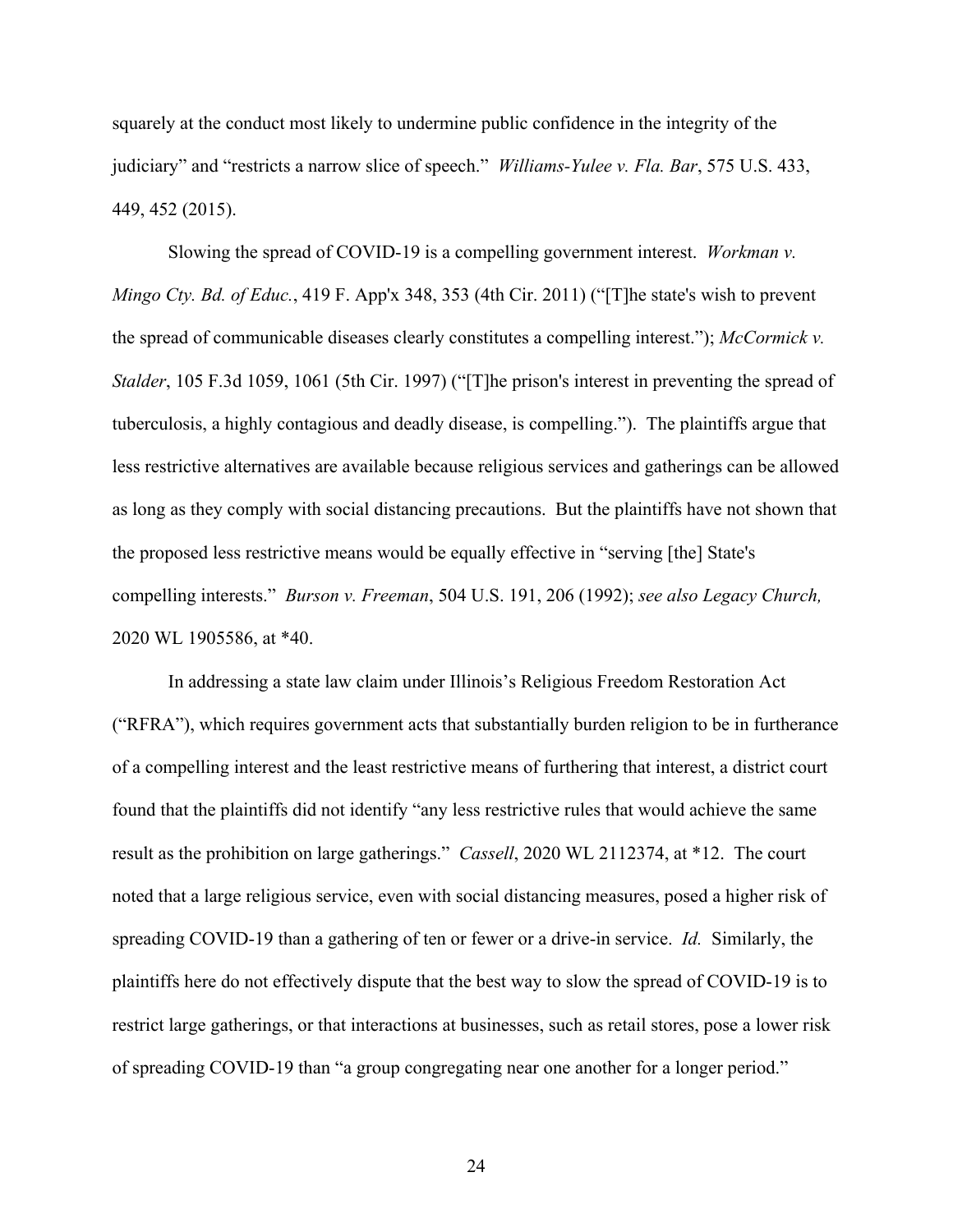squarely at the conduct most likely to undermine public confidence in the integrity of the judiciary" and "restricts a narrow slice of speech." *Williams-Yulee v. Fla. Bar*, 575 U.S. 433, 449, 452 (2015).

Slowing the spread of COVID-19 is a compelling government interest. *Workman v. Mingo Cty. Bd. of Educ.*, 419 F. App'x 348, 353 (4th Cir. 2011) ("[T]he state's wish to prevent the spread of communicable diseases clearly constitutes a compelling interest."); *McCormick v. Stalder*, 105 F.3d 1059, 1061 (5th Cir. 1997) ("[T]he prison's interest in preventing the spread of tuberculosis, a highly contagious and deadly disease, is compelling."). The plaintiffs argue that less restrictive alternatives are available because religious services and gatherings can be allowed as long as they comply with social distancing precautions. But the plaintiffs have not shown that the proposed less restrictive means would be equally effective in "serving [the] State's compelling interests." *Burson v. Freeman*, 504 U.S. 191, 206 (1992); *see also Legacy Church,* 2020 WL 1905586, at *40.

In addressing a state law claim under Illinois's Religious Freedom Restoration Act ("RFRA"), which requires government acts that substantially burden religion to be in furtherance of a compelling interest and the least restrictive means of furthering that interest, a district court found that the plaintiffs did not identify "any less restrictive rules that would achieve the same result as the prohibition on large gatherings." *Cassell*, 2020 WL 2112374, at *12. The court noted that a large religious service, even with social distancing measures, posed a higher risk of spreading COVID-19 than a gathering of ten or fewer or a drive-in service. *Id.* Similarly, the plaintiffs here do not effectively dispute that the best way to slow the spread of COVID-19 is to restrict large gatherings, or that interactions at businesses, such as retail stores, pose a lower risk of spreading COVID-19 than "a group congregating near one another for a longer period."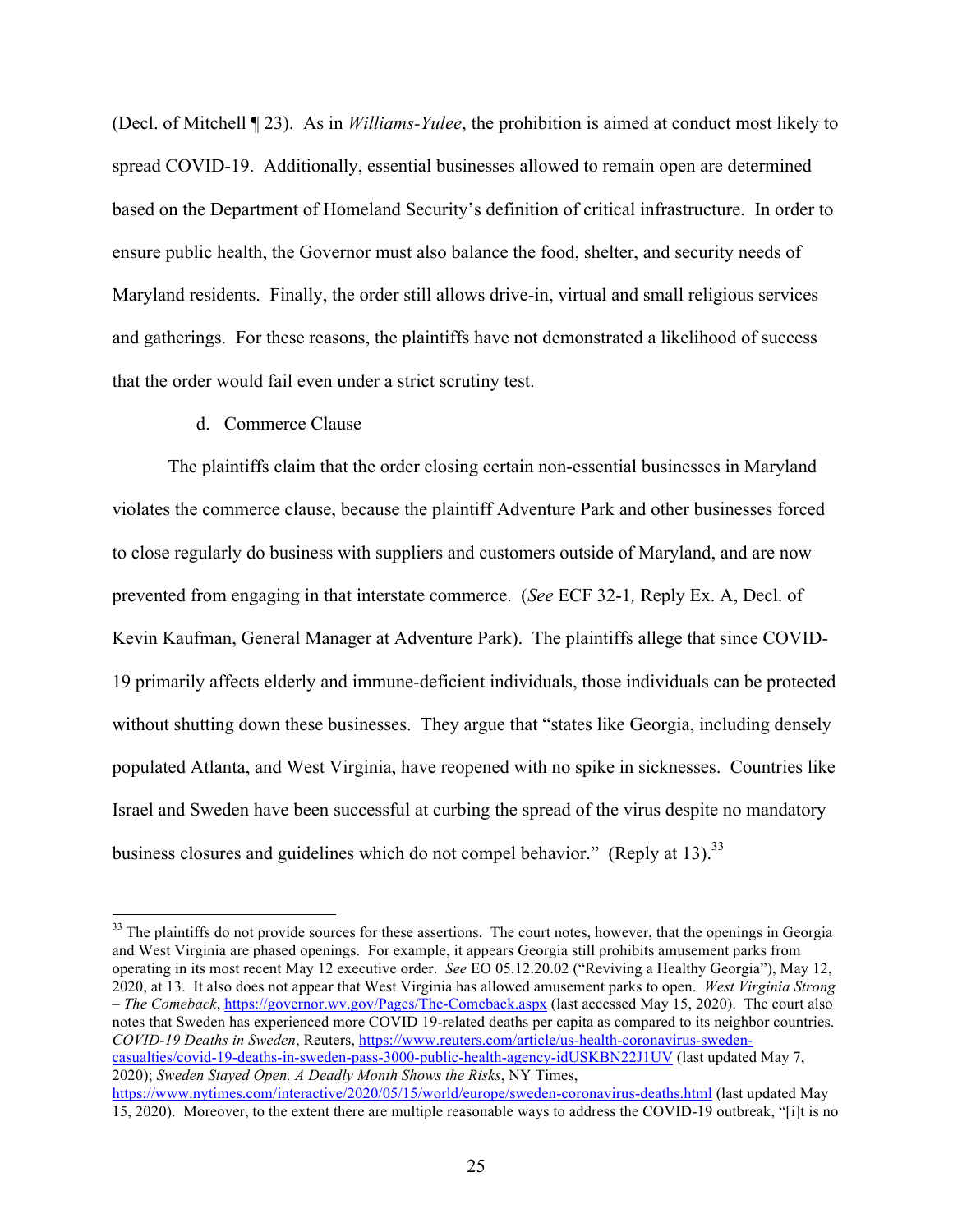(Decl. of Mitchell ¶ 23). As in *Williams-Yulee*, the prohibition is aimed at conduct most likely to spread COVID-19. Additionally, essential businesses allowed to remain open are determined based on the Department of Homeland Security's definition of critical infrastructure. In order to ensure public health, the Governor must also balance the food, shelter, and security needs of Maryland residents. Finally, the order still allows drive-in, virtual and small religious services and gatherings. For these reasons, the plaintiffs have not demonstrated a likelihood of success that the order would fail even under a strict scrutiny test.

d. Commerce Clause

The plaintiffs claim that the order closing certain non-essential businesses in Maryland violates the commerce clause, because the plaintiff Adventure Park and other businesses forced to close regularly do business with suppliers and customers outside of Maryland, and are now prevented from engaging in that interstate commerce. (*See* ECF 32-1*,* Reply Ex. A, Decl. of Kevin Kaufman, General Manager at Adventure Park). The plaintiffs allege that since COVID-19 primarily affects elderly and immune-deficient individuals, those individuals can be protected without shutting down these businesses. They argue that "states like Georgia, including densely populated Atlanta, and West Virginia, have reopened with no spike in sicknesses. Countries like Israel and Sweden have been successful at curbing the spread of the virus despite no mandatory business closures and guidelines which do not compel behavior." (Reply at 13).[33]

---

[33] The plaintiffs do not provide sources for these assertions. The court notes, however, that the openings in Georgia and West Virginia are phased openings. For example, it appears Georgia still prohibits amusement parks from operating in its most recent May 12 executive order. *See* EO 05.12.20.02 ("Reviving a Healthy Georgia"), May 12, 2020, at 13. It also does not appear that West Virginia has allowed amusement parks to open. *West Virginia Strong – The Comeback*, https://governor.wv.gov/Pages/The-Comeback.aspx (last accessed May 15, 2020). The court also notes that Sweden has experienced more COVID 19-related deaths per capita as compared to its neighbor countries. *COVID-19 Deaths in Sweden*, Reuters, https://www.reuters.com/article/us-health-coronavirus-sweden-casualties/covid-19-deaths-in-sweden-pass-3000-public-health-agency-idUSKBN22J1UV (last updated May 7, 2020); *Sweden Stayed Open. A Deadly Month Shows the Risks*, NY Times, https://www.nytimes.com/interactive/2020/05/15/world/europe/sweden-coronavirus-deaths.html (last updated May 15, 2020). Moreover, to the extent there are multiple reasonable ways to address the COVID-19 outbreak, "[i]t is no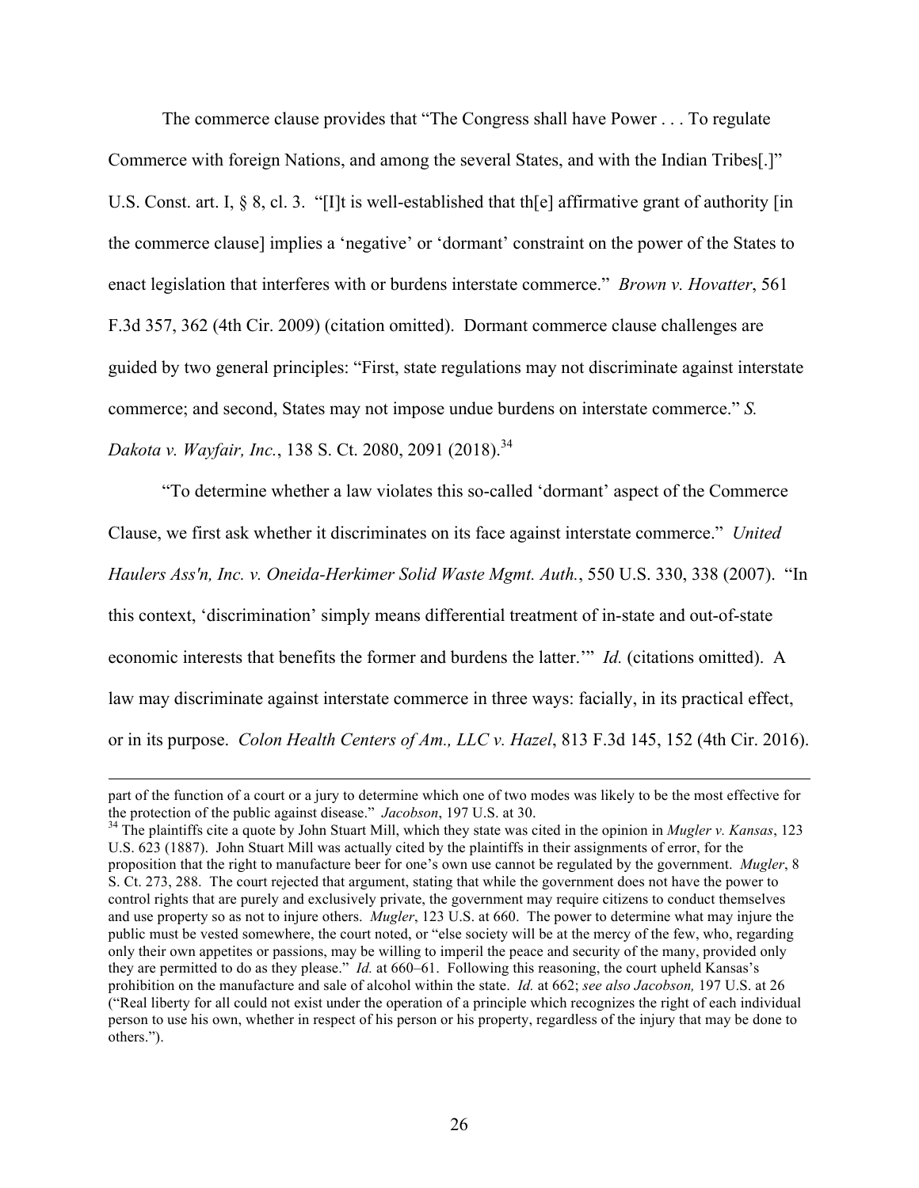The commerce clause provides that "The Congress shall have Power . . . To regulate Commerce with foreign Nations, and among the several States, and with the Indian Tribes[.]" U.S. Const. art. I, § 8, cl. 3. "[I]t is well-established that th[e] affirmative grant of authority [in the commerce clause] implies a 'negative' or 'dormant' constraint on the power of the States to enact legislation that interferes with or burdens interstate commerce." *Brown v. Hovatter*, 561 F.3d 357, 362 (4th Cir. 2009) (citation omitted). Dormant commerce clause challenges are guided by two general principles: "First, state regulations may not discriminate against interstate commerce; and second, States may not impose undue burdens on interstate commerce." *S. Dakota v. Wayfair, Inc.*, 138 S. Ct. 2080, 2091 (2018).[34]

"To determine whether a law violates this so-called 'dormant' aspect of the Commerce Clause, we first ask whether it discriminates on its face against interstate commerce." *United Haulers Ass'n, Inc. v. Oneida-Herkimer Solid Waste Mgmt. Auth.*, 550 U.S. 330, 338 (2007). "In this context, 'discrimination' simply means differential treatment of in-state and out-of-state economic interests that benefits the former and burdens the latter.'" *Id.* (citations omitted). A law may discriminate against interstate commerce in three ways: facially, in its practical effect, or in its purpose. *Colon Health Centers of Am., LLC v. Hazel*, 813 F.3d 145, 152 (4th Cir. 2016).

---

part of the function of a court or a jury to determine which one of two modes was likely to be the most effective for the protection of the public against disease." *Jacobson*, 197 U.S. at 30.

[34] The plaintiffs cite a quote by John Stuart Mill, which they state was cited in the opinion in *Mugler v. Kansas*, 123 U.S. 623 (1887). John Stuart Mill was actually cited by the plaintiffs in their assignments of error, for the proposition that the right to manufacture beer for one's own use cannot be regulated by the government. *Mugler*, 8 S. Ct. 273, 288. The court rejected that argument, stating that while the government does not have the power to control rights that are purely and exclusively private, the government may require citizens to conduct themselves and use property so as not to injure others. *Mugler*, 123 U.S. at 660. The power to determine what may injure the public must be vested somewhere, the court noted, or "else society will be at the mercy of the few, who, regarding only their own appetites or passions, may be willing to imperil the peace and security of the many, provided only they are permitted to do as they please." *Id.* at 660–61. Following this reasoning, the court upheld Kansas's prohibition on the manufacture and sale of alcohol within the state. *Id.* at 662; *see also Jacobson,* 197 U.S. at 26 ("Real liberty for all could not exist under the operation of a principle which recognizes the right of each individual person to use his own, whether in respect of his person or his property, regardless of the injury that may be done to others.").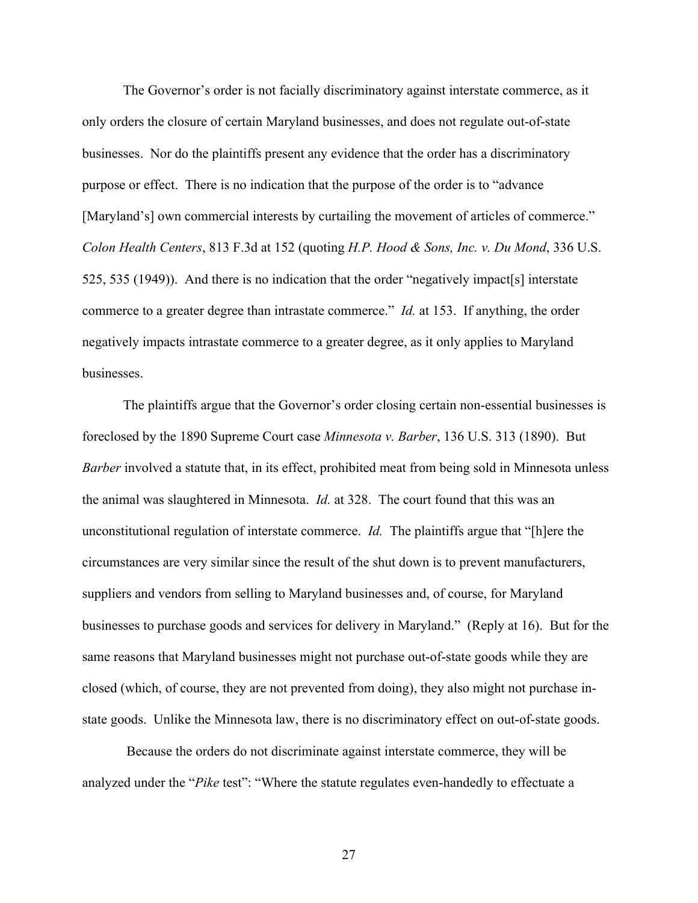The Governor's order is not facially discriminatory against interstate commerce, as it only orders the closure of certain Maryland businesses, and does not regulate out-of-state businesses. Nor do the plaintiffs present any evidence that the order has a discriminatory purpose or effect. There is no indication that the purpose of the order is to "advance [Maryland's] own commercial interests by curtailing the movement of articles of commerce." *Colon Health Centers*, 813 F.3d at 152 (quoting *H.P. Hood & Sons, Inc. v. Du Mond*, 336 U.S. 525, 535 (1949)). And there is no indication that the order "negatively impact[s] interstate commerce to a greater degree than intrastate commerce." *Id.* at 153. If anything, the order negatively impacts intrastate commerce to a greater degree, as it only applies to Maryland businesses.

The plaintiffs argue that the Governor's order closing certain non-essential businesses is foreclosed by the 1890 Supreme Court case *Minnesota v. Barber*, 136 U.S. 313 (1890). But *Barber* involved a statute that, in its effect, prohibited meat from being sold in Minnesota unless the animal was slaughtered in Minnesota. *Id.* at 328. The court found that this was an unconstitutional regulation of interstate commerce. *Id.* The plaintiffs argue that "[h]ere the circumstances are very similar since the result of the shut down is to prevent manufacturers, suppliers and vendors from selling to Maryland businesses and, of course, for Maryland businesses to purchase goods and services for delivery in Maryland." (Reply at 16). But for the same reasons that Maryland businesses might not purchase out-of-state goods while they are closed (which, of course, they are not prevented from doing), they also might not purchase in-state goods. Unlike the Minnesota law, there is no discriminatory effect on out-of-state goods.

Because the orders do not discriminate against interstate commerce, they will be analyzed under the "*Pike* test": "Where the statute regulates even-handedly to effectuate a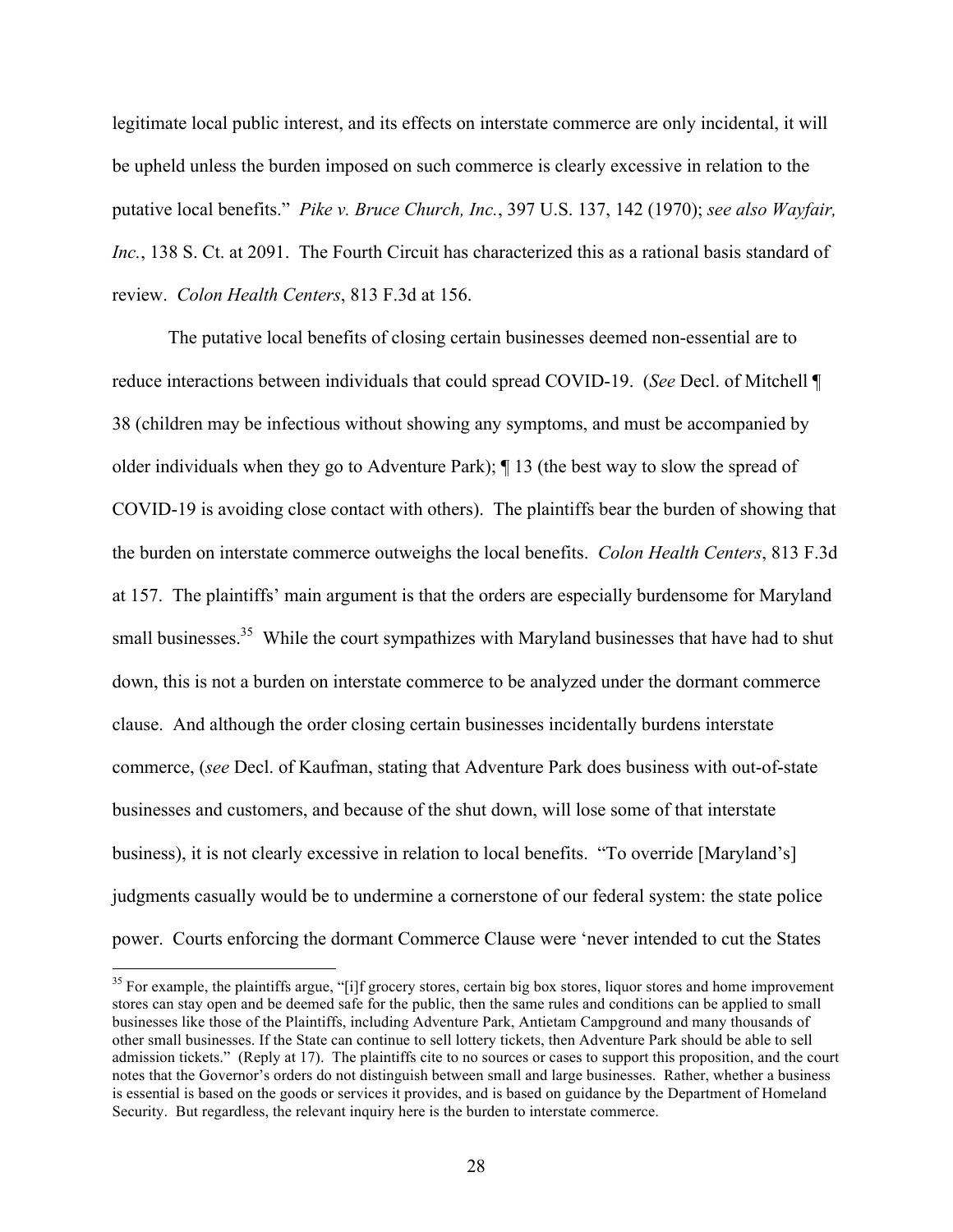legitimate local public interest, and its effects on interstate commerce are only incidental, it will be upheld unless the burden imposed on such commerce is clearly excessive in relation to the putative local benefits." *Pike v. Bruce Church, Inc.*, 397 U.S. 137, 142 (1970); *see also Wayfair, Inc.*, 138 S. Ct. at 2091. The Fourth Circuit has characterized this as a rational basis standard of review. *Colon Health Centers*, 813 F.3d at 156.

The putative local benefits of closing certain businesses deemed non-essential are to reduce interactions between individuals that could spread COVID-19. (*See* Decl. of Mitchell ¶ 38 (children may be infectious without showing any symptoms, and must be accompanied by older individuals when they go to Adventure Park); ¶ 13 (the best way to slow the spread of COVID-19 is avoiding close contact with others). The plaintiffs bear the burden of showing that the burden on interstate commerce outweighs the local benefits. *Colon Health Centers*, 813 F.3d at 157. The plaintiffs' main argument is that the orders are especially burdensome for Maryland small businesses.[35] While the court sympathizes with Maryland businesses that have had to shut down, this is not a burden on interstate commerce to be analyzed under the dormant commerce clause. And although the order closing certain businesses incidentally burdens interstate commerce, (*see* Decl. of Kaufman, stating that Adventure Park does business with out-of-state businesses and customers, and because of the shut down, will lose some of that interstate business), it is not clearly excessive in relation to local benefits. "To override [Maryland's] judgments casually would be to undermine a cornerstone of our federal system: the state police power. Courts enforcing the dormant Commerce Clause were 'never intended to cut the States

---

[35] For example, the plaintiffs argue, "[i]f grocery stores, certain big box stores, liquor stores and home improvement stores can stay open and be deemed safe for the public, then the same rules and conditions can be applied to small businesses like those of the Plaintiffs, including Adventure Park, Antietam Campground and many thousands of other small businesses. If the State can continue to sell lottery tickets, then Adventure Park should be able to sell admission tickets." (Reply at 17). The plaintiffs cite to no sources or cases to support this proposition, and the court notes that the Governor's orders do not distinguish between small and large businesses. Rather, whether a business is essential is based on the goods or services it provides, and is based on guidance by the Department of Homeland Security. But regardless, the relevant inquiry here is the burden to interstate commerce.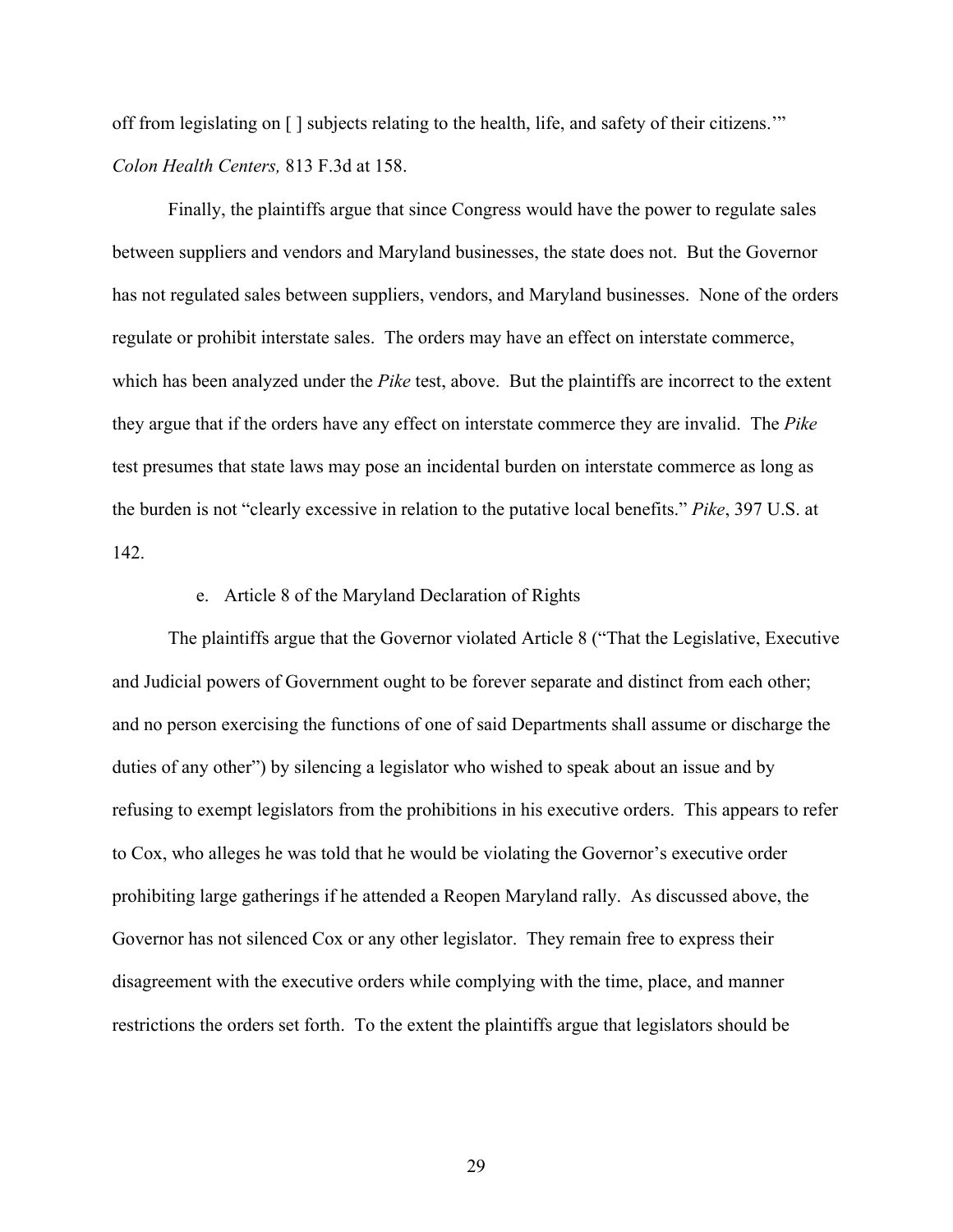off from legislating on [ ] subjects relating to the health, life, and safety of their citizens.'" *Colon Health Centers,* 813 F.3d at 158.

Finally, the plaintiffs argue that since Congress would have the power to regulate sales between suppliers and vendors and Maryland businesses, the state does not. But the Governor has not regulated sales between suppliers, vendors, and Maryland businesses. None of the orders regulate or prohibit interstate sales. The orders may have an effect on interstate commerce, which has been analyzed under the *Pike* test, above. But the plaintiffs are incorrect to the extent they argue that if the orders have any effect on interstate commerce they are invalid. The *Pike* test presumes that state laws may pose an incidental burden on interstate commerce as long as the burden is not "clearly excessive in relation to the putative local benefits." *Pike*, 397 U.S. at 142.

e. Article 8 of the Maryland Declaration of Rights

The plaintiffs argue that the Governor violated Article 8 ("That the Legislative, Executive and Judicial powers of Government ought to be forever separate and distinct from each other; and no person exercising the functions of one of said Departments shall assume or discharge the duties of any other") by silencing a legislator who wished to speak about an issue and by refusing to exempt legislators from the prohibitions in his executive orders. This appears to refer to Cox, who alleges he was told that he would be violating the Governor's executive order prohibiting large gatherings if he attended a Reopen Maryland rally. As discussed above, the Governor has not silenced Cox or any other legislator. They remain free to express their disagreement with the executive orders while complying with the time, place, and manner restrictions the orders set forth. To the extent the plaintiffs argue that legislators should be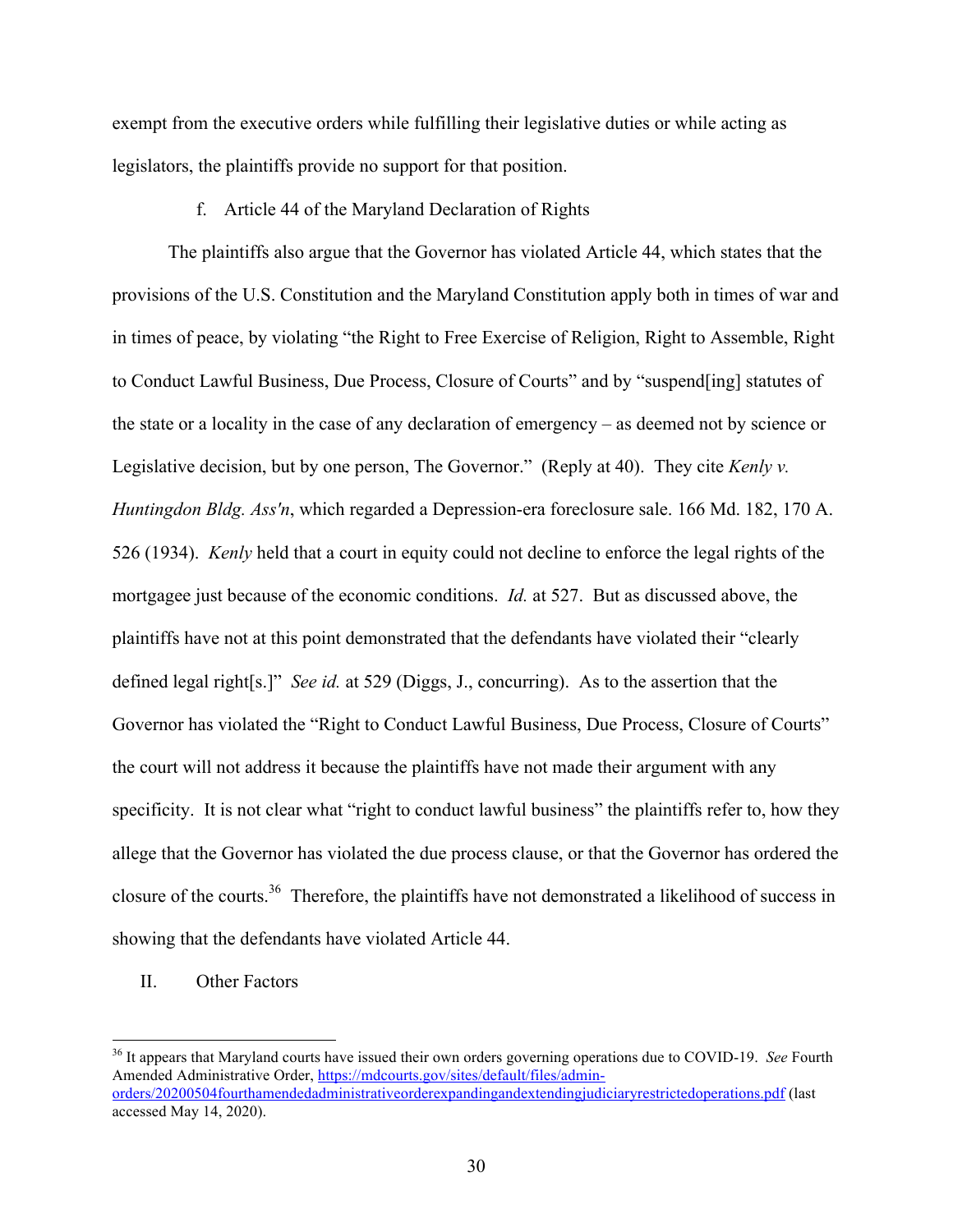exempt from the executive orders while fulfilling their legislative duties or while acting as legislators, the plaintiffs provide no support for that position.

f. Article 44 of the Maryland Declaration of Rights

The plaintiffs also argue that the Governor has violated Article 44, which states that the provisions of the U.S. Constitution and the Maryland Constitution apply both in times of war and in times of peace, by violating "the Right to Free Exercise of Religion, Right to Assemble, Right to Conduct Lawful Business, Due Process, Closure of Courts" and by "suspend[ing] statutes of the state or a locality in the case of any declaration of emergency – as deemed not by science or Legislative decision, but by one person, The Governor." (Reply at 40). They cite *Kenly v. Huntingdon Bldg. Ass'n*, which regarded a Depression-era foreclosure sale. 166 Md. 182, 170 A. 526 (1934). *Kenly* held that a court in equity could not decline to enforce the legal rights of the mortgagee just because of the economic conditions. *Id.* at 527. But as discussed above, the plaintiffs have not at this point demonstrated that the defendants have violated their "clearly defined legal right[s.]" *See id.* at 529 (Diggs, J., concurring). As to the assertion that the Governor has violated the "Right to Conduct Lawful Business, Due Process, Closure of Courts" the court will not address it because the plaintiffs have not made their argument with any specificity. It is not clear what "right to conduct lawful business" the plaintiffs refer to, how they allege that the Governor has violated the due process clause, or that the Governor has ordered the closure of the courts.[36] Therefore, the plaintiffs have not demonstrated a likelihood of success in showing that the defendants have violated Article 44.

## II. Other Factors

[36] It appears that Maryland courts have issued their own orders governing operations due to COVID-19. *See* Fourth Amended Administrative Order, https://mdcourts.gov/sites/default/files/admin-orders/20200504fourthamendedadministrativeorderexpandingandextendingjudiciaryrestrictedoperations.pdf (last accessed May 14, 2020).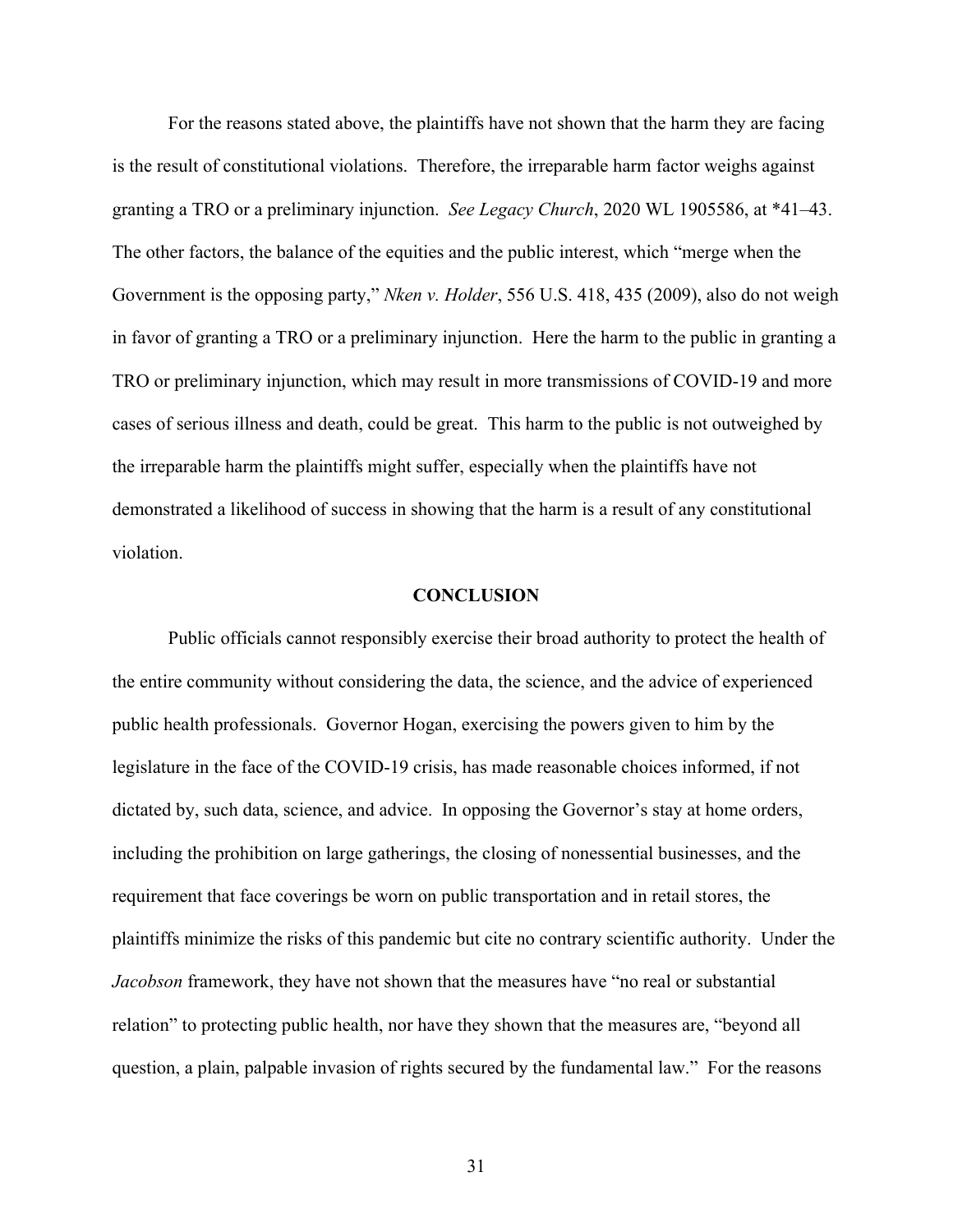For the reasons stated above, the plaintiffs have not shown that the harm they are facing is the result of constitutional violations. Therefore, the irreparable harm factor weighs against granting a TRO or a preliminary injunction. *See Legacy Church*, 2020 WL 1905586, at *41–43. The other factors, the balance of the equities and the public interest, which "merge when the Government is the opposing party," *Nken v. Holder*, 556 U.S. 418, 435 (2009), also do not weigh in favor of granting a TRO or a preliminary injunction. Here the harm to the public in granting a TRO or preliminary injunction, which may result in more transmissions of COVID-19 and more cases of serious illness and death, could be great. This harm to the public is not outweighed by the irreparable harm the plaintiffs might suffer, especially when the plaintiffs have not demonstrated a likelihood of success in showing that the harm is a result of any constitutional violation.

## CONCLUSION

Public officials cannot responsibly exercise their broad authority to protect the health of the entire community without considering the data, the science, and the advice of experienced public health professionals. Governor Hogan, exercising the powers given to him by the legislature in the face of the COVID-19 crisis, has made reasonable choices informed, if not dictated by, such data, science, and advice. In opposing the Governor's stay at home orders, including the prohibition on large gatherings, the closing of nonessential businesses, and the requirement that face coverings be worn on public transportation and in retail stores, the plaintiffs minimize the risks of this pandemic but cite no contrary scientific authority. Under the *Jacobson* framework, they have not shown that the measures have "no real or substantial relation" to protecting public health, nor have they shown that the measures are, "beyond all question, a plain, palpable invasion of rights secured by the fundamental law." For the reasons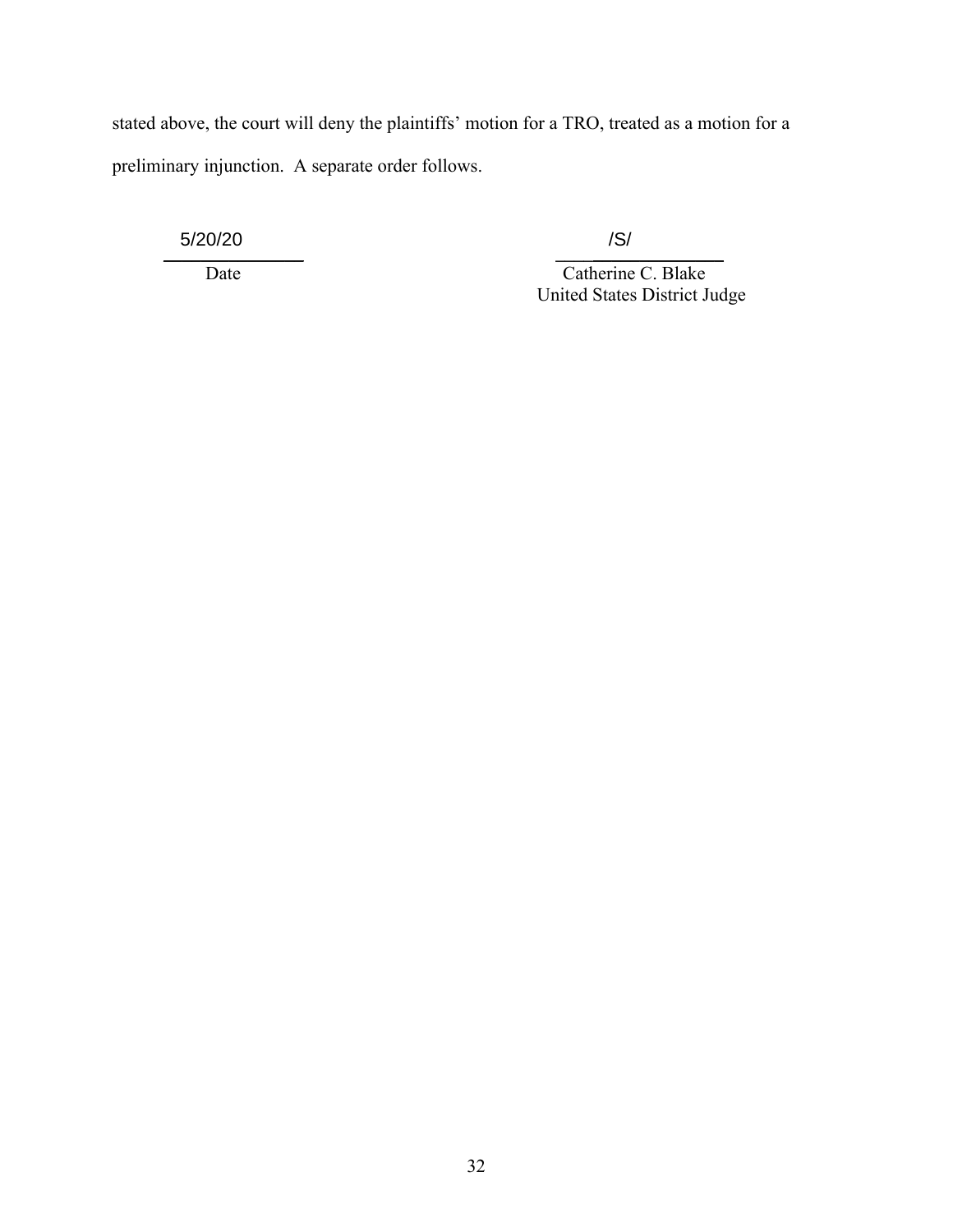stated above, the court will deny the plaintiffs' motion for a TRO, treated as a motion for a preliminary injunction. A separate order follows.

5/20/20

Date

/S/

Catherine C. Blake
United States District Judge